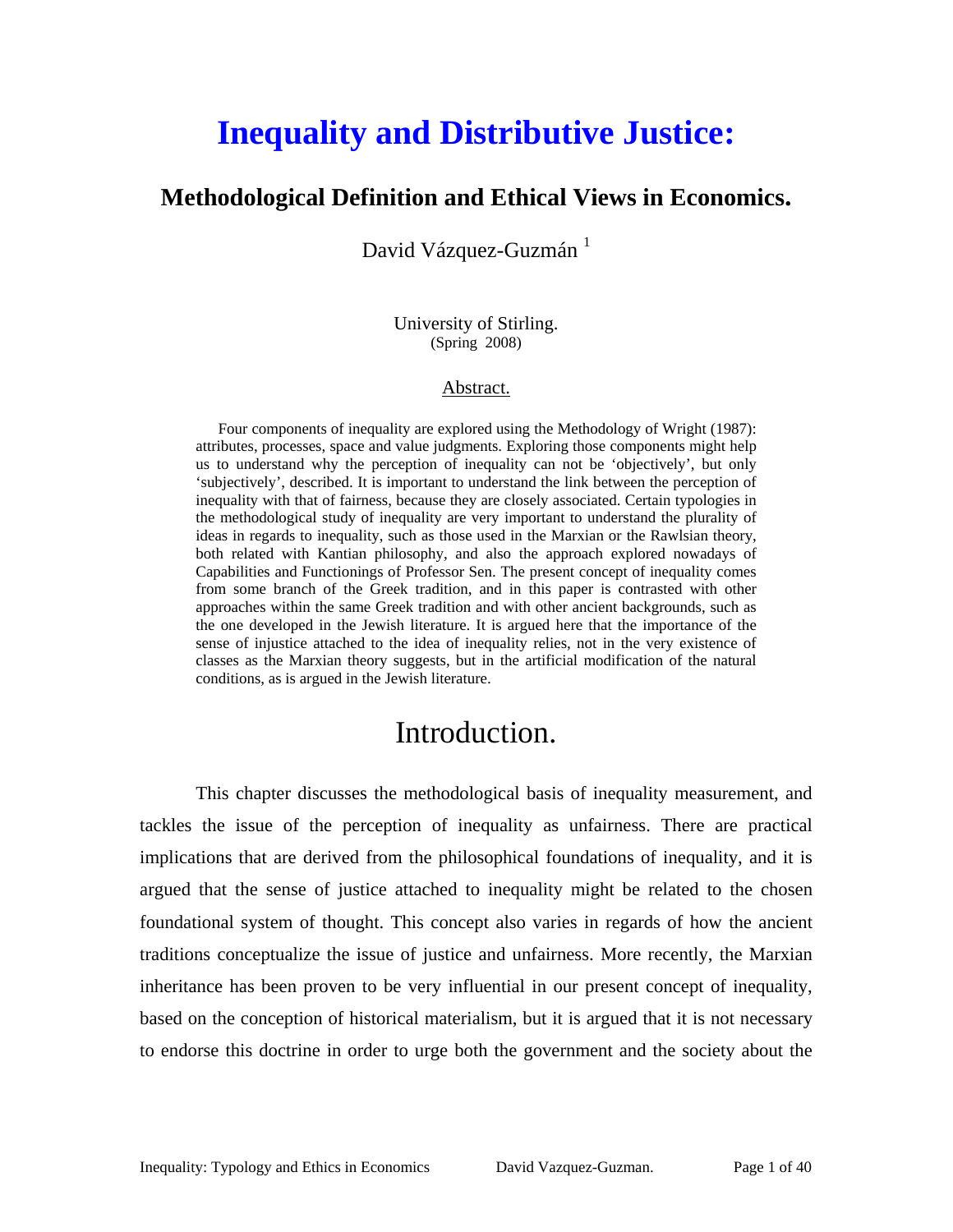# Inequality and Distributive Justice:

## Methodological Definition and Ethical Views in Economics.

David Vázquez-Guzmán [1]

University of Stirling.
(Spring 2008)

Abstract.

Four components of inequality are explored using the Methodology of Wright (1987): attributes, processes, space and value judgments. Exploring those components might help us to understand why the perception of inequality can not be 'objectively', but only 'subjectively', described. It is important to understand the link between the perception of inequality with that of fairness, because they are closely associated. Certain typologies in the methodological study of inequality are very important to understand the plurality of ideas in regards to inequality, such as those used in the Marxian or the Rawlsian theory, both related with Kantian philosophy, and also the approach explored nowadays of Capabilities and Functionings of Professor Sen. The present concept of inequality comes from some branch of the Greek tradition, and in this paper is contrasted with other approaches within the same Greek tradition and with other ancient backgrounds, such as the one developed in the Jewish literature. It is argued here that the importance of the sense of injustice attached to the idea of inequality relies, not in the very existence of classes as the Marxian theory suggests, but in the artificial modification of the natural conditions, as is argued in the Jewish literature.

# Introduction.

This chapter discusses the methodological basis of inequality measurement, and tackles the issue of the perception of inequality as unfairness. There are practical implications that are derived from the philosophical foundations of inequality, and it is argued that the sense of justice attached to inequality might be related to the chosen foundational system of thought. This concept also varies in regards of how the ancient traditions conceptualize the issue of justice and unfairness. More recently, the Marxian inheritance has been proven to be very influential in our present concept of inequality, based on the conception of historical materialism, but it is argued that it is not necessary to endorse this doctrine in order to urge both the government and the society about the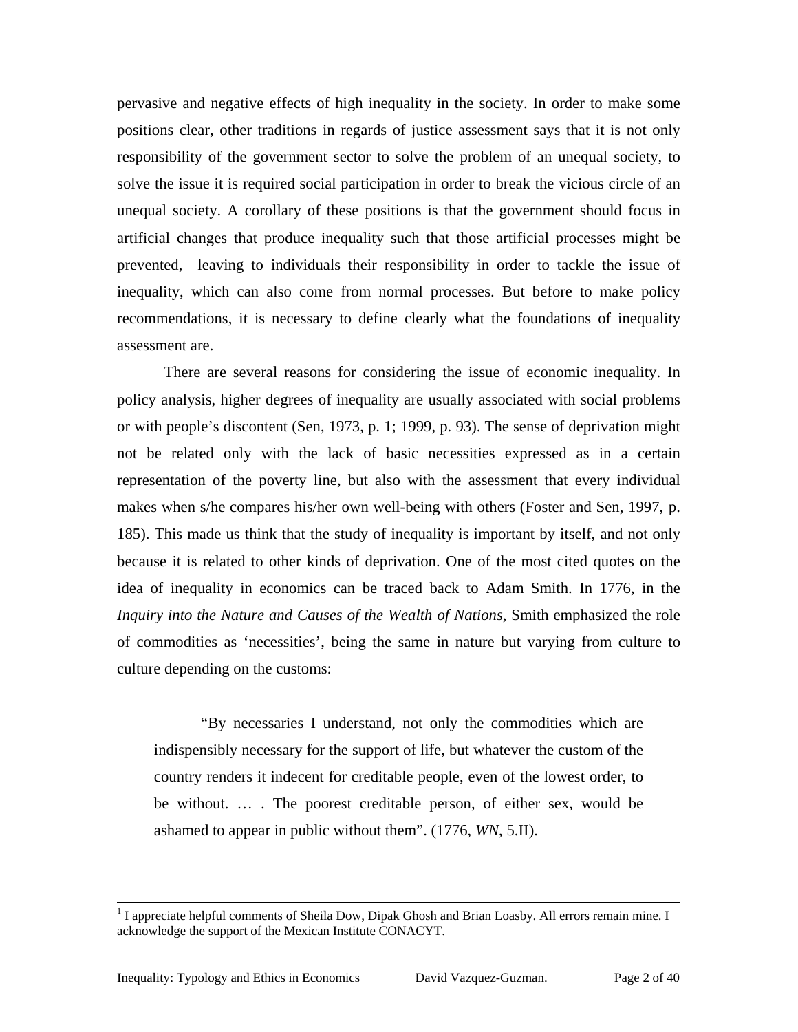pervasive and negative effects of high inequality in the society. In order to make some positions clear, other traditions in regards of justice assessment says that it is not only responsibility of the government sector to solve the problem of an unequal society, to solve the issue it is required social participation in order to break the vicious circle of an unequal society. A corollary of these positions is that the government should focus in artificial changes that produce inequality such that those artificial processes might be prevented, leaving to individuals their responsibility in order to tackle the issue of inequality, which can also come from normal processes. But before to make policy recommendations, it is necessary to define clearly what the foundations of inequality assessment are.

There are several reasons for considering the issue of economic inequality. In policy analysis, higher degrees of inequality are usually associated with social problems or with people's discontent (Sen, 1973, p. 1; 1999, p. 93). The sense of deprivation might not be related only with the lack of basic necessities expressed as in a certain representation of the poverty line, but also with the assessment that every individual makes when s/he compares his/her own well-being with others (Foster and Sen, 1997, p. 185). This made us think that the study of inequality is important by itself, and not only because it is related to other kinds of deprivation. One of the most cited quotes on the idea of inequality in economics can be traced back to Adam Smith. In 1776, in the *Inquiry into the Nature and Causes of the Wealth of Nations*, Smith emphasized the role of commodities as 'necessities', being the same in nature but varying from culture to culture depending on the customs:

> "By necessaries I understand, not only the commodities which are indispensibly necessary for the support of life, but whatever the custom of the country renders it indecent for creditable people, even of the lowest order, to be without. … . The poorest creditable person, of either sex, would be ashamed to appear in public without them". (1776, *WN*, 5.II).

---

[1] I appreciate helpful comments of Sheila Dow, Dipak Ghosh and Brian Loasby. All errors remain mine. I acknowledge the support of the Mexican Institute CONACYT.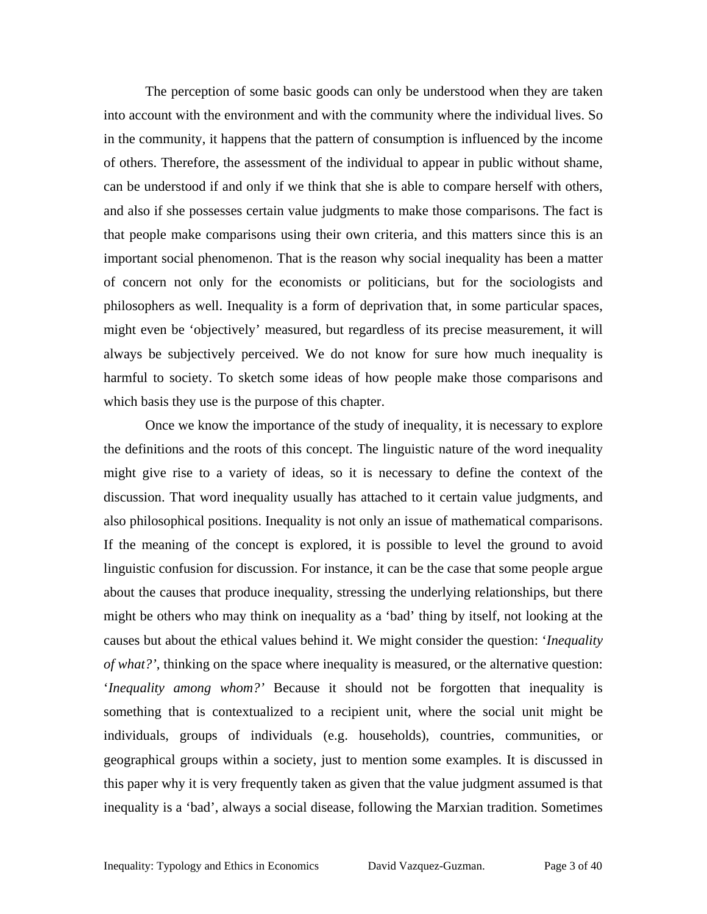The perception of some basic goods can only be understood when they are taken into account with the environment and with the community where the individual lives. So in the community, it happens that the pattern of consumption is influenced by the income of others. Therefore, the assessment of the individual to appear in public without shame, can be understood if and only if we think that she is able to compare herself with others, and also if she possesses certain value judgments to make those comparisons. The fact is that people make comparisons using their own criteria, and this matters since this is an important social phenomenon. That is the reason why social inequality has been a matter of concern not only for the economists or politicians, but for the sociologists and philosophers as well. Inequality is a form of deprivation that, in some particular spaces, might even be 'objectively' measured, but regardless of its precise measurement, it will always be subjectively perceived. We do not know for sure how much inequality is harmful to society. To sketch some ideas of how people make those comparisons and which basis they use is the purpose of this chapter.

Once we know the importance of the study of inequality, it is necessary to explore the definitions and the roots of this concept. The linguistic nature of the word inequality might give rise to a variety of ideas, so it is necessary to define the context of the discussion. That word inequality usually has attached to it certain value judgments, and also philosophical positions. Inequality is not only an issue of mathematical comparisons. If the meaning of the concept is explored, it is possible to level the ground to avoid linguistic confusion for discussion. For instance, it can be the case that some people argue about the causes that produce inequality, stressing the underlying relationships, but there might be others who may think on inequality as a 'bad' thing by itself, not looking at the causes but about the ethical values behind it. We might consider the question: '*Inequality of what?*', thinking on the space where inequality is measured, or the alternative question: '*Inequality among whom?*' Because it should not be forgotten that inequality is something that is contextualized to a recipient unit, where the social unit might be individuals, groups of individuals (e.g. households), countries, communities, or geographical groups within a society, just to mention some examples. It is discussed in this paper why it is very frequently taken as given that the value judgment assumed is that inequality is a 'bad', always a social disease, following the Marxian tradition. Sometimes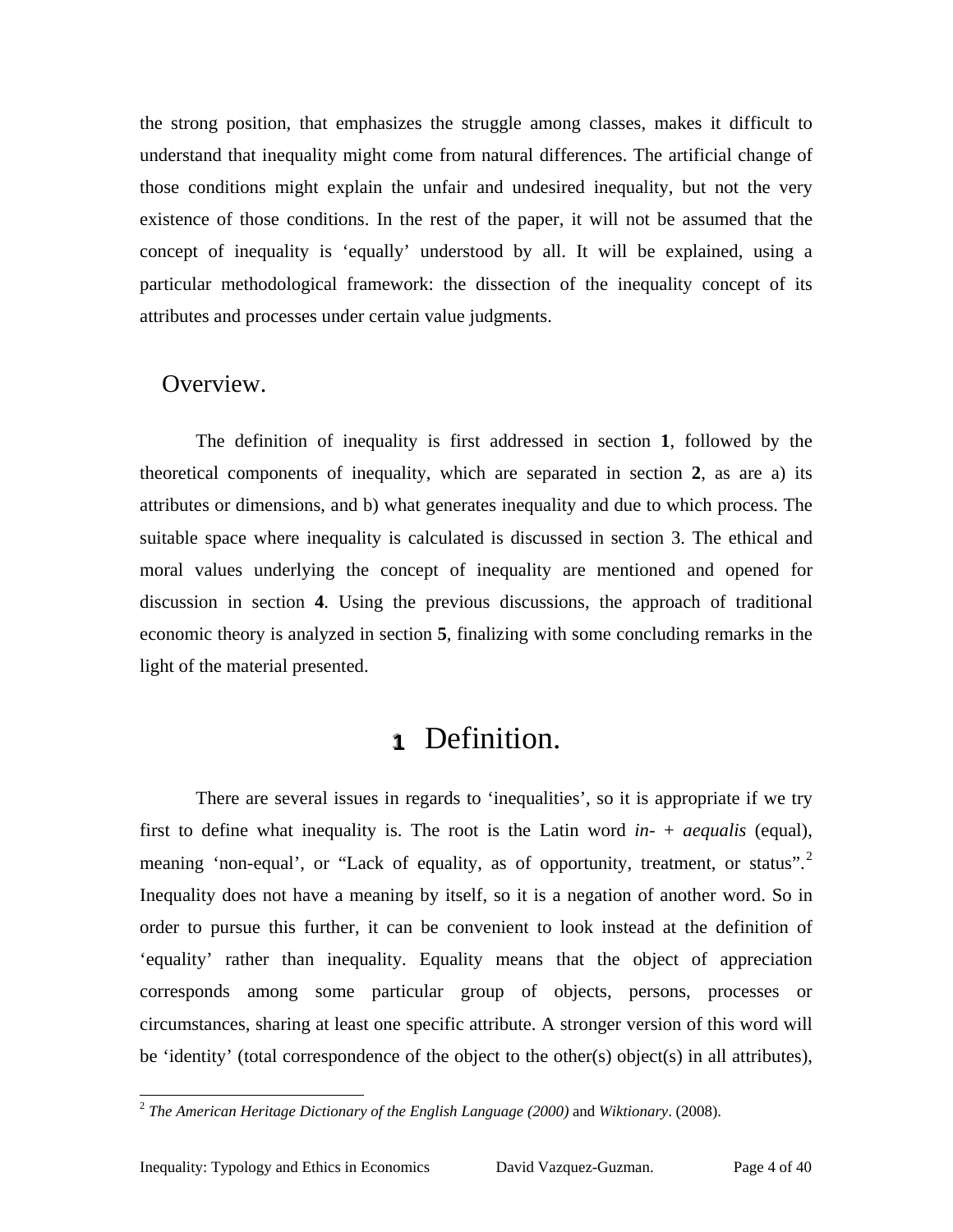the strong position, that emphasizes the struggle among classes, makes it difficult to understand that inequality might come from natural differences. The artificial change of those conditions might explain the unfair and undesired inequality, but not the very existence of those conditions. In the rest of the paper, it will not be assumed that the concept of inequality is 'equally' understood by all. It will be explained, using a particular methodological framework: the dissection of the inequality concept of its attributes and processes under certain value judgments.

## Overview.

The definition of inequality is first addressed in section **1**, followed by the theoretical components of inequality, which are separated in section **2**, as are a) its attributes or dimensions, and b) what generates inequality and due to which process. The suitable space where inequality is calculated is discussed in section 3. The ethical and moral values underlying the concept of inequality are mentioned and opened for discussion in section **4**. Using the previous discussions, the approach of traditional economic theory is analyzed in section **5**, finalizing with some concluding remarks in the light of the material presented.

# 1 Definition.

There are several issues in regards to 'inequalities', so it is appropriate if we try first to define what inequality is. The root is the Latin word *in-* + *aequalis* (equal), meaning 'non-equal', or "Lack of equality, as of opportunity, treatment, or status".[2] Inequality does not have a meaning by itself, so it is a negation of another word. So in order to pursue this further, it can be convenient to look instead at the definition of 'equality' rather than inequality. Equality means that the object of appreciation corresponds among some particular group of objects, persons, processes or circumstances, sharing at least one specific attribute. A stronger version of this word will be 'identity' (total correspondence of the object to the other(s) object(s) in all attributes),

[2] *The American Heritage Dictionary of the English Language (2000)* and *Wiktionary*. (2008).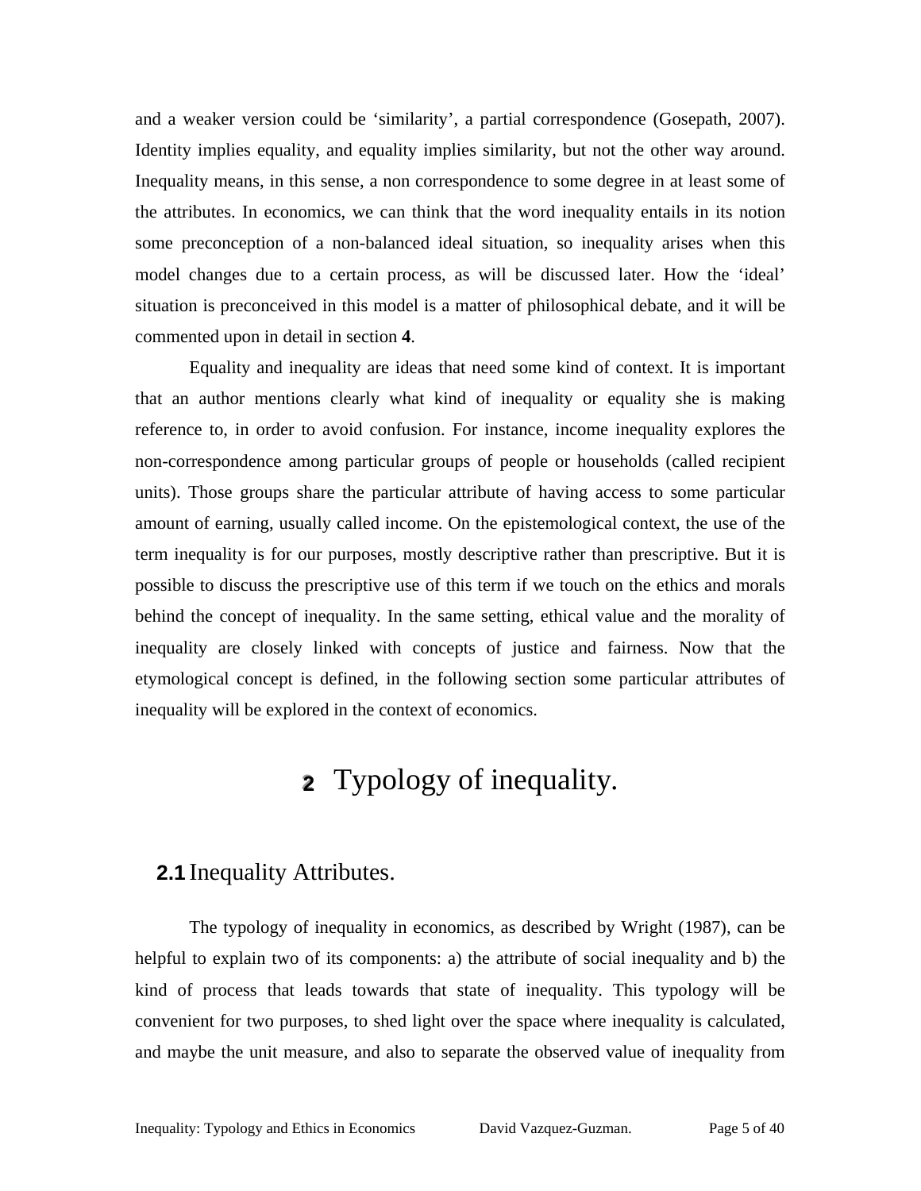and a weaker version could be ‘similarity’, a partial correspondence (Gosepath, 2007). Identity implies equality, and equality implies similarity, but not the other way around. Inequality means, in this sense, a non correspondence to some degree in at least some of the attributes. In economics, we can think that the word inequality entails in its notion some preconception of a non-balanced ideal situation, so inequality arises when this model changes due to a certain process, as will be discussed later. How the ‘ideal’ situation is preconceived in this model is a matter of philosophical debate, and it will be commented upon in detail in section **4**.

Equality and inequality are ideas that need some kind of context. It is important that an author mentions clearly what kind of inequality or equality she is making reference to, in order to avoid confusion. For instance, income inequality explores the non-correspondence among particular groups of people or households (called recipient units). Those groups share the particular attribute of having access to some particular amount of earning, usually called income. On the epistemological context, the use of the term inequality is for our purposes, mostly descriptive rather than prescriptive. But it is possible to discuss the prescriptive use of this term if we touch on the ethics and morals behind the concept of inequality. In the same setting, ethical value and the morality of inequality are closely linked with concepts of justice and fairness. Now that the etymological concept is defined, in the following section some particular attributes of inequality will be explored in the context of economics.

# 2 Typology of inequality.

## 2.1 Inequality Attributes.

The typology of inequality in economics, as described by Wright (1987), can be helpful to explain two of its components: a) the attribute of social inequality and b) the kind of process that leads towards that state of inequality. This typology will be convenient for two purposes, to shed light over the space where inequality is calculated, and maybe the unit measure, and also to separate the observed value of inequality from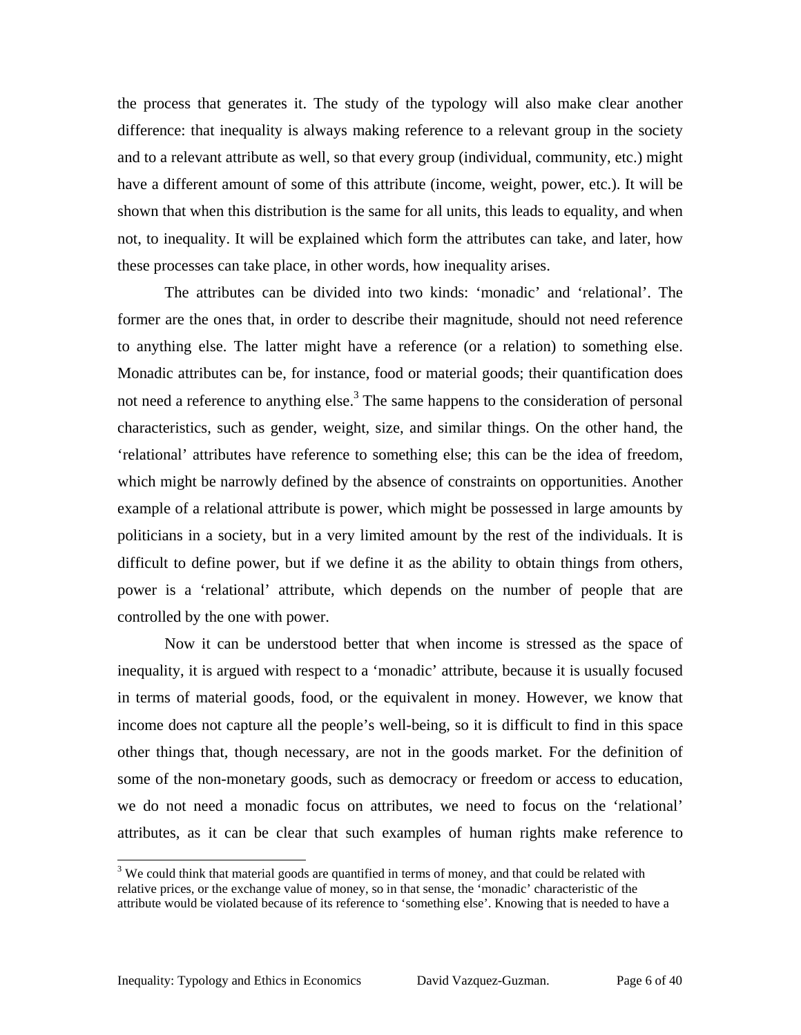the process that generates it. The study of the typology will also make clear another difference: that inequality is always making reference to a relevant group in the society and to a relevant attribute as well, so that every group (individual, community, etc.) might have a different amount of some of this attribute (income, weight, power, etc.). It will be shown that when this distribution is the same for all units, this leads to equality, and when not, to inequality. It will be explained which form the attributes can take, and later, how these processes can take place, in other words, how inequality arises.

The attributes can be divided into two kinds: 'monadic' and 'relational'. The former are the ones that, in order to describe their magnitude, should not need reference to anything else. The latter might have a reference (or a relation) to something else. Monadic attributes can be, for instance, food or material goods; their quantification does not need a reference to anything else.[3] The same happens to the consideration of personal characteristics, such as gender, weight, size, and similar things. On the other hand, the 'relational' attributes have reference to something else; this can be the idea of freedom, which might be narrowly defined by the absence of constraints on opportunities. Another example of a relational attribute is power, which might be possessed in large amounts by politicians in a society, but in a very limited amount by the rest of the individuals. It is difficult to define power, but if we define it as the ability to obtain things from others, power is a 'relational' attribute, which depends on the number of people that are controlled by the one with power.

Now it can be understood better that when income is stressed as the space of inequality, it is argued with respect to a 'monadic' attribute, because it is usually focused in terms of material goods, food, or the equivalent in money. However, we know that income does not capture all the people's well-being, so it is difficult to find in this space other things that, though necessary, are not in the goods market. For the definition of some of the non-monetary goods, such as democracy or freedom or access to education, we do not need a monadic focus on attributes, we need to focus on the 'relational' attributes, as it can be clear that such examples of human rights make reference to

---

[3] We could think that material goods are quantified in terms of money, and that could be related with relative prices, or the exchange value of money, so in that sense, the 'monadic' characteristic of the attribute would be violated because of its reference to 'something else'. Knowing that is needed to have a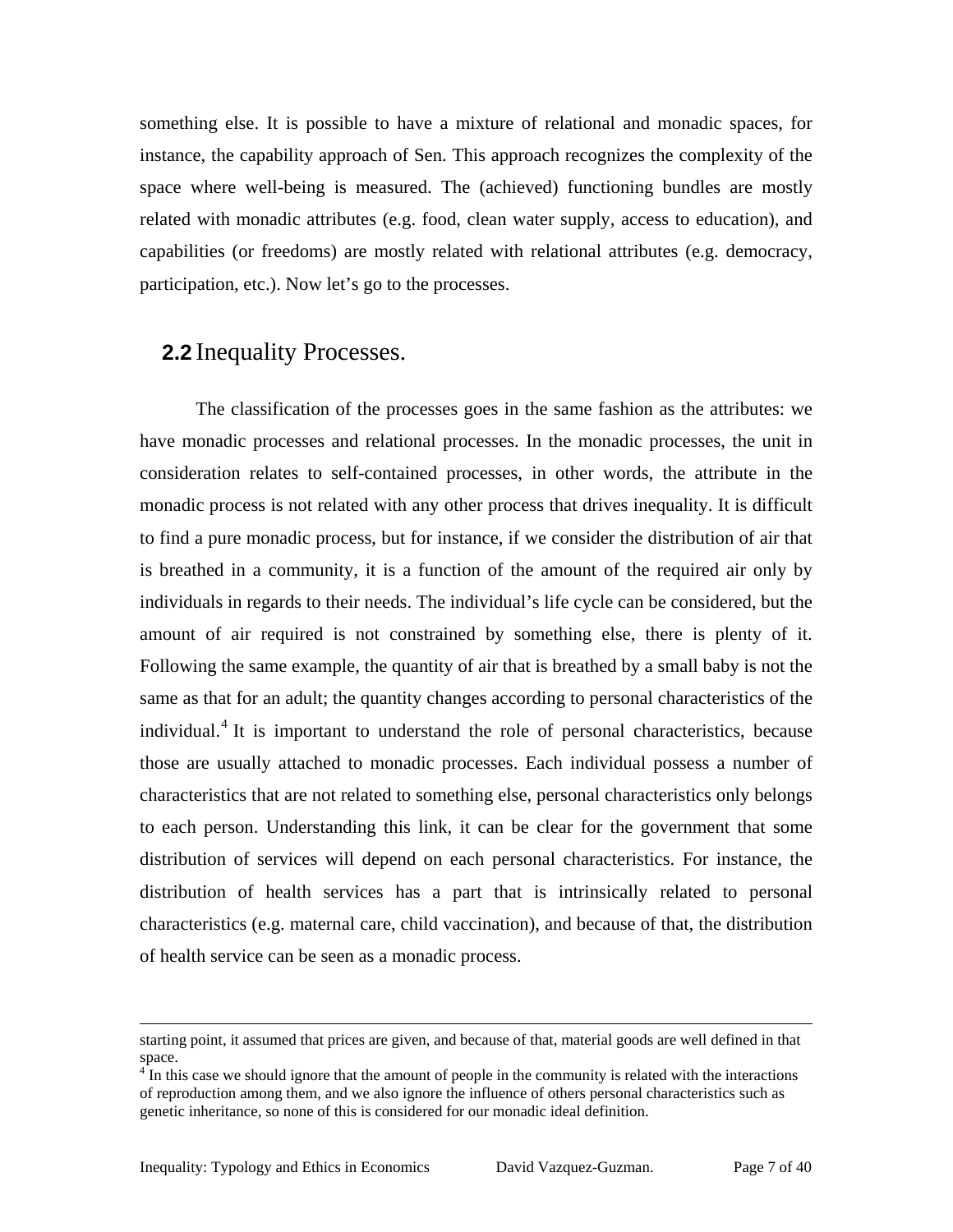something else. It is possible to have a mixture of relational and monadic spaces, for instance, the capability approach of Sen. This approach recognizes the complexity of the space where well-being is measured. The (achieved) functioning bundles are mostly related with monadic attributes (e.g. food, clean water supply, access to education), and capabilities (or freedoms) are mostly related with relational attributes (e.g. democracy, participation, etc.). Now let's go to the processes.

## 2.2 Inequality Processes.

The classification of the processes goes in the same fashion as the attributes: we have monadic processes and relational processes. In the monadic processes, the unit in consideration relates to self-contained processes, in other words, the attribute in the monadic process is not related with any other process that drives inequality. It is difficult to find a pure monadic process, but for instance, if we consider the distribution of air that is breathed in a community, it is a function of the amount of the required air only by individuals in regards to their needs. The individual's life cycle can be considered, but the amount of air required is not constrained by something else, there is plenty of it. Following the same example, the quantity of air that is breathed by a small baby is not the same as that for an adult; the quantity changes according to personal characteristics of the individual.[4] It is important to understand the role of personal characteristics, because those are usually attached to monadic processes. Each individual possess a number of characteristics that are not related to something else, personal characteristics only belongs to each person. Understanding this link, it can be clear for the government that some distribution of services will depend on each personal characteristics. For instance, the distribution of health services has a part that is intrinsically related to personal characteristics (e.g. maternal care, child vaccination), and because of that, the distribution of health service can be seen as a monadic process.

---

starting point, it assumed that prices are given, and because of that, material goods are well defined in that space.

[4] In this case we should ignore that the amount of people in the community is related with the interactions of reproduction among them, and we also ignore the influence of others personal characteristics such as genetic inheritance, so none of this is considered for our monadic ideal definition.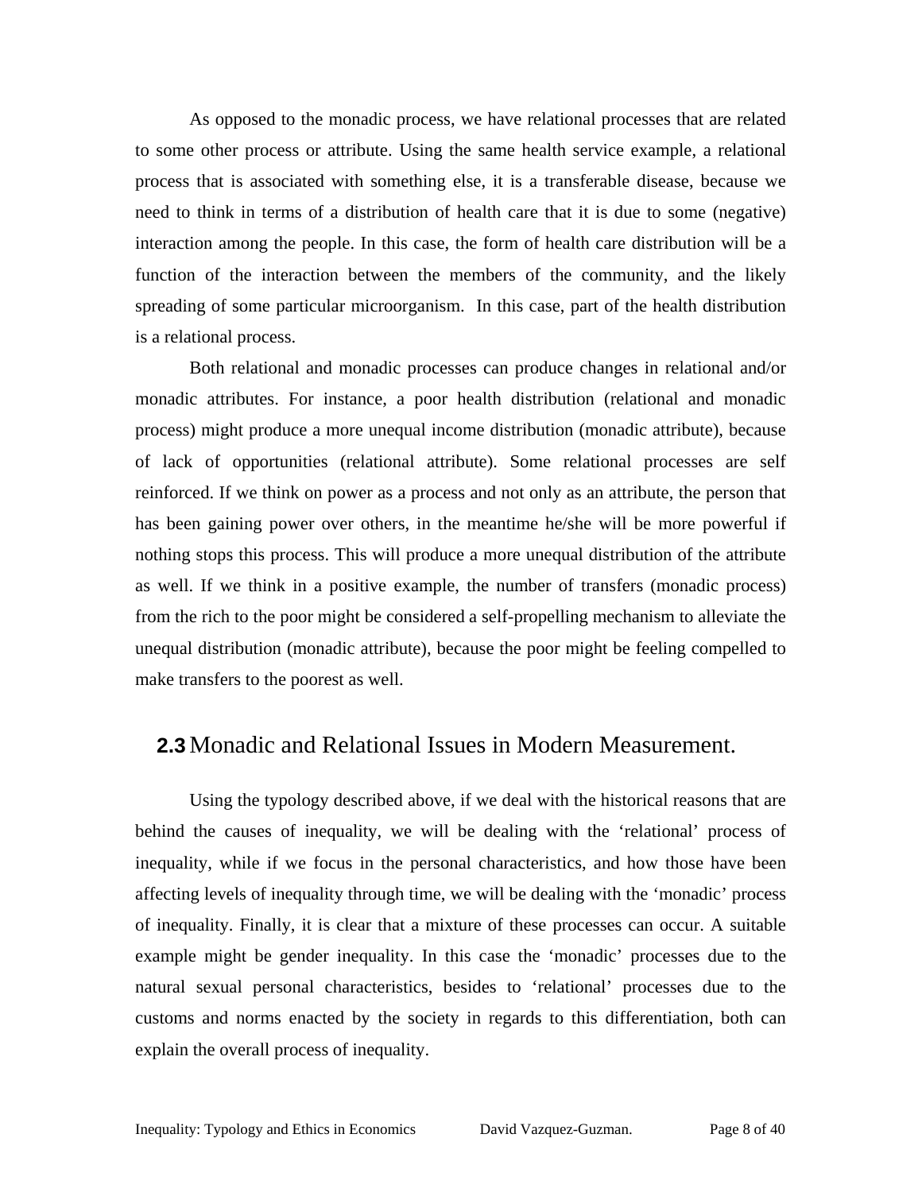As opposed to the monadic process, we have relational processes that are related to some other process or attribute. Using the same health service example, a relational process that is associated with something else, it is a transferable disease, because we need to think in terms of a distribution of health care that it is due to some (negative) interaction among the people. In this case, the form of health care distribution will be a function of the interaction between the members of the community, and the likely spreading of some particular microorganism. In this case, part of the health distribution is a relational process.

Both relational and monadic processes can produce changes in relational and/or monadic attributes. For instance, a poor health distribution (relational and monadic process) might produce a more unequal income distribution (monadic attribute), because of lack of opportunities (relational attribute). Some relational processes are self reinforced. If we think on power as a process and not only as an attribute, the person that has been gaining power over others, in the meantime he/she will be more powerful if nothing stops this process. This will produce a more unequal distribution of the attribute as well. If we think in a positive example, the number of transfers (monadic process) from the rich to the poor might be considered a self-propelling mechanism to alleviate the unequal distribution (monadic attribute), because the poor might be feeling compelled to make transfers to the poorest as well.

## **2.3** Monadic and Relational Issues in Modern Measurement.

Using the typology described above, if we deal with the historical reasons that are behind the causes of inequality, we will be dealing with the 'relational' process of inequality, while if we focus in the personal characteristics, and how those have been affecting levels of inequality through time, we will be dealing with the 'monadic' process of inequality. Finally, it is clear that a mixture of these processes can occur. A suitable example might be gender inequality. In this case the 'monadic' processes due to the natural sexual personal characteristics, besides to 'relational' processes due to the customs and norms enacted by the society in regards to this differentiation, both can explain the overall process of inequality.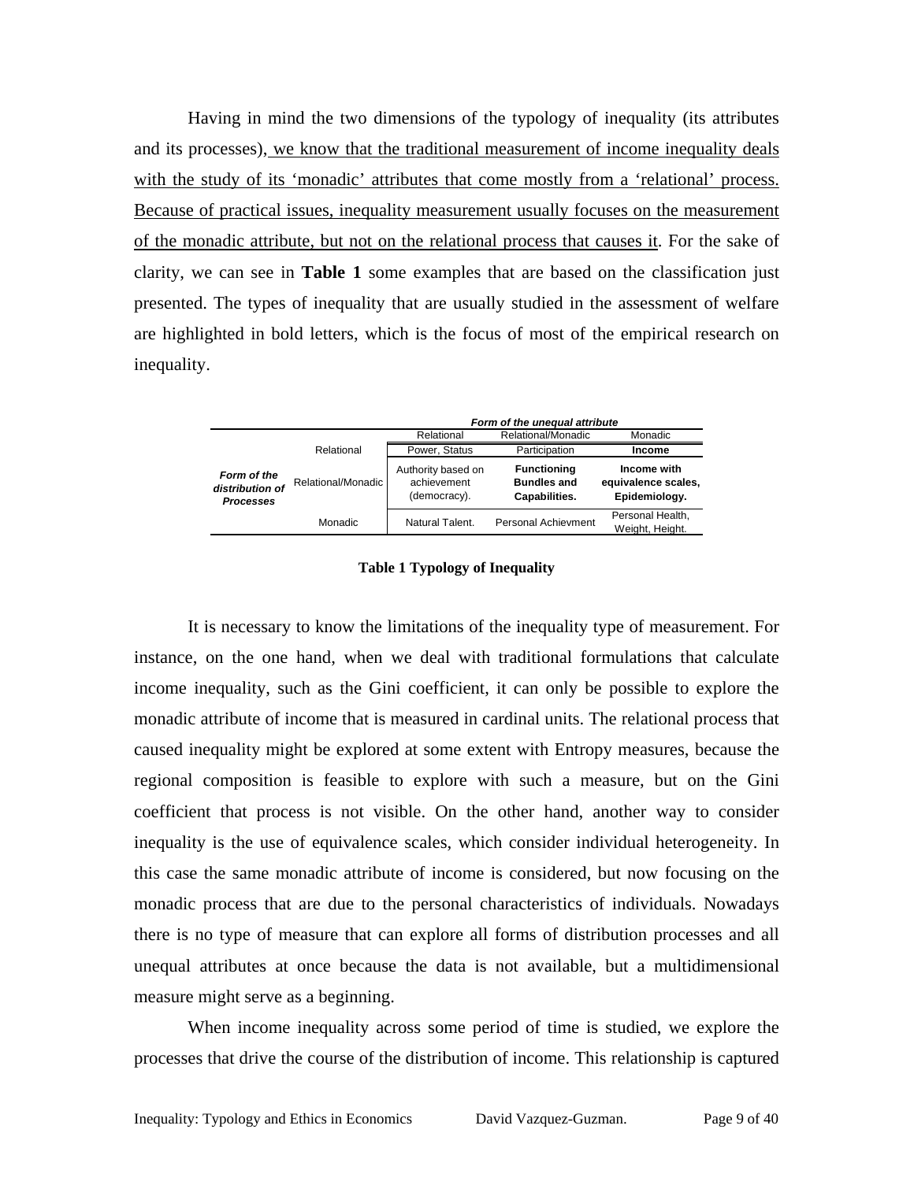Having in mind the two dimensions of the typology of inequality (its attributes and its processes), <u>we know that the traditional measurement of income inequality deals with the study of its 'monadic' attributes that come mostly from a 'relational' process. Because of practical issues, inequality measurement usually focuses on the measurement of the monadic attribute, but not on the relational process that causes it</u>. For the sake of clarity, we can see in **Table 1** some examples that are based on the classification just presented. The types of inequality that are usually studied in the assessment of welfare are highlighted in bold letters, which is the focus of most of the empirical research on inequality.

| | | ***Form of the unequal attribute*** | | |
|---|---|---|---|---|
| | | Relational | Relational/Monadic | Monadic |
| ***Form of the distribution of Processes*** | Relational | Power, Status | Participation | **Income** |
| | Relational/Monadic | Authority based on achievement (democracy). | **Functioning Bundles and Capabilities.** | **Income with equivalence scales, Epidemiology.** |
| | Monadic | Natural Talent. | Personal Achievment | Personal Health, Weight, Height. |

**Table 1 Typology of Inequality**

It is necessary to know the limitations of the inequality type of measurement. For instance, on the one hand, when we deal with traditional formulations that calculate income inequality, such as the Gini coefficient, it can only be possible to explore the monadic attribute of income that is measured in cardinal units. The relational process that caused inequality might be explored at some extent with Entropy measures, because the regional composition is feasible to explore with such a measure, but on the Gini coefficient that process is not visible. On the other hand, another way to consider inequality is the use of equivalence scales, which consider individual heterogeneity. In this case the same monadic attribute of income is considered, but now focusing on the monadic process that are due to the personal characteristics of individuals. Nowadays there is no type of measure that can explore all forms of distribution processes and all unequal attributes at once because the data is not available, but a multidimensional measure might serve as a beginning.

When income inequality across some period of time is studied, we explore the processes that drive the course of the distribution of income. This relationship is captured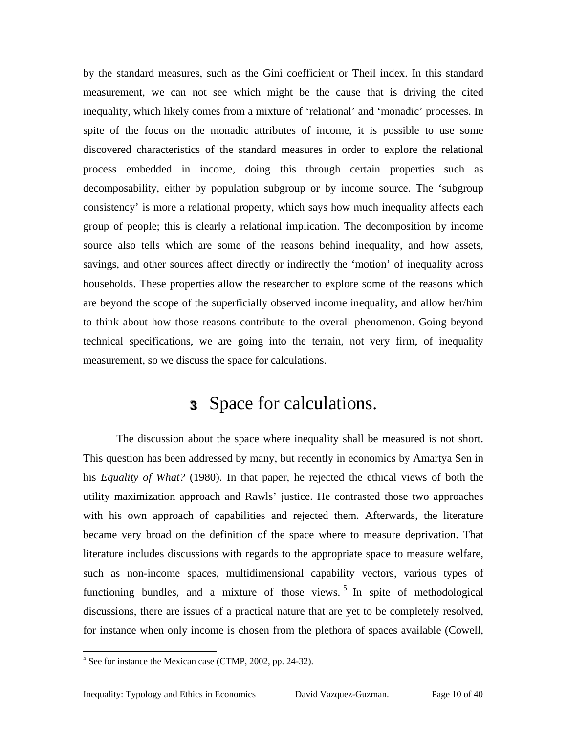by the standard measures, such as the Gini coefficient or Theil index. In this standard measurement, we can not see which might be the cause that is driving the cited inequality, which likely comes from a mixture of 'relational' and 'monadic' processes. In spite of the focus on the monadic attributes of income, it is possible to use some discovered characteristics of the standard measures in order to explore the relational process embedded in income, doing this through certain properties such as decomposability, either by population subgroup or by income source. The 'subgroup consistency' is more a relational property, which says how much inequality affects each group of people; this is clearly a relational implication. The decomposition by income source also tells which are some of the reasons behind inequality, and how assets, savings, and other sources affect directly or indirectly the 'motion' of inequality across households. These properties allow the researcher to explore some of the reasons which are beyond the scope of the superficially observed income inequality, and allow her/him to think about how those reasons contribute to the overall phenomenon. Going beyond technical specifications, we are going into the terrain, not very firm, of inequality measurement, so we discuss the space for calculations.

# 3 Space for calculations.

The discussion about the space where inequality shall be measured is not short. This question has been addressed by many, but recently in economics by Amartya Sen in his *Equality of What?* (1980). In that paper, he rejected the ethical views of both the utility maximization approach and Rawls' justice. He contrasted those two approaches with his own approach of capabilities and rejected them. Afterwards, the literature became very broad on the definition of the space where to measure deprivation. That literature includes discussions with regards to the appropriate space to measure welfare, such as non-income spaces, multidimensional capability vectors, various types of functioning bundles, and a mixture of those views. [5] In spite of methodological discussions, there are issues of a practical nature that are yet to be completely resolved, for instance when only income is chosen from the plethora of spaces available (Cowell,

[5] See for instance the Mexican case (CTMP, 2002, pp. 24-32).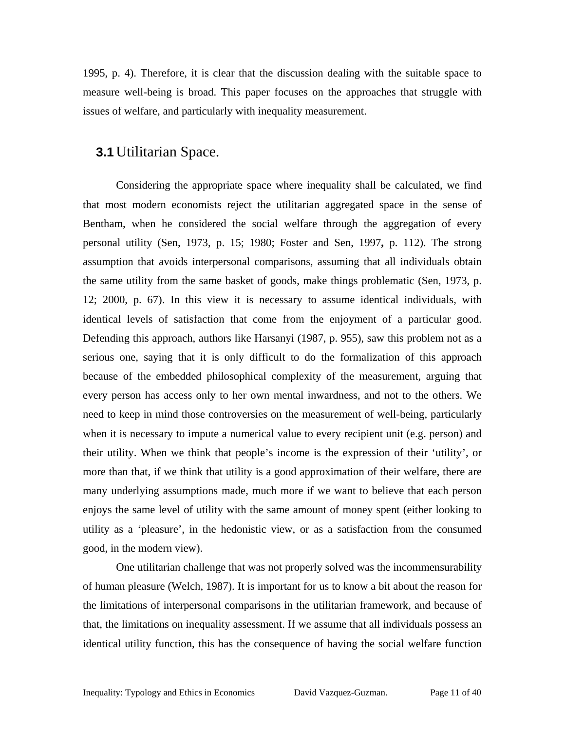1995, p. 4). Therefore, it is clear that the discussion dealing with the suitable space to measure well-being is broad. This paper focuses on the approaches that struggle with issues of welfare, and particularly with inequality measurement.

## 3.1 Utilitarian Space.

Considering the appropriate space where inequality shall be calculated, we find that most modern economists reject the utilitarian aggregated space in the sense of Bentham, when he considered the social welfare through the aggregation of every personal utility (Sen, 1973, p. 15; 1980; Foster and Sen, 1997**,** p. 112). The strong assumption that avoids interpersonal comparisons, assuming that all individuals obtain the same utility from the same basket of goods, make things problematic (Sen, 1973, p. 12; 2000, p. 67). In this view it is necessary to assume identical individuals, with identical levels of satisfaction that come from the enjoyment of a particular good. Defending this approach, authors like Harsanyi (1987, p. 955), saw this problem not as a serious one, saying that it is only difficult to do the formalization of this approach because of the embedded philosophical complexity of the measurement, arguing that every person has access only to her own mental inwardness, and not to the others. We need to keep in mind those controversies on the measurement of well-being, particularly when it is necessary to impute a numerical value to every recipient unit (e.g. person) and their utility. When we think that people's income is the expression of their 'utility', or more than that, if we think that utility is a good approximation of their welfare, there are many underlying assumptions made, much more if we want to believe that each person enjoys the same level of utility with the same amount of money spent (either looking to utility as a 'pleasure', in the hedonistic view, or as a satisfaction from the consumed good, in the modern view).

One utilitarian challenge that was not properly solved was the incommensurability of human pleasure (Welch, 1987). It is important for us to know a bit about the reason for the limitations of interpersonal comparisons in the utilitarian framework, and because of that, the limitations on inequality assessment. If we assume that all individuals possess an identical utility function, this has the consequence of having the social welfare function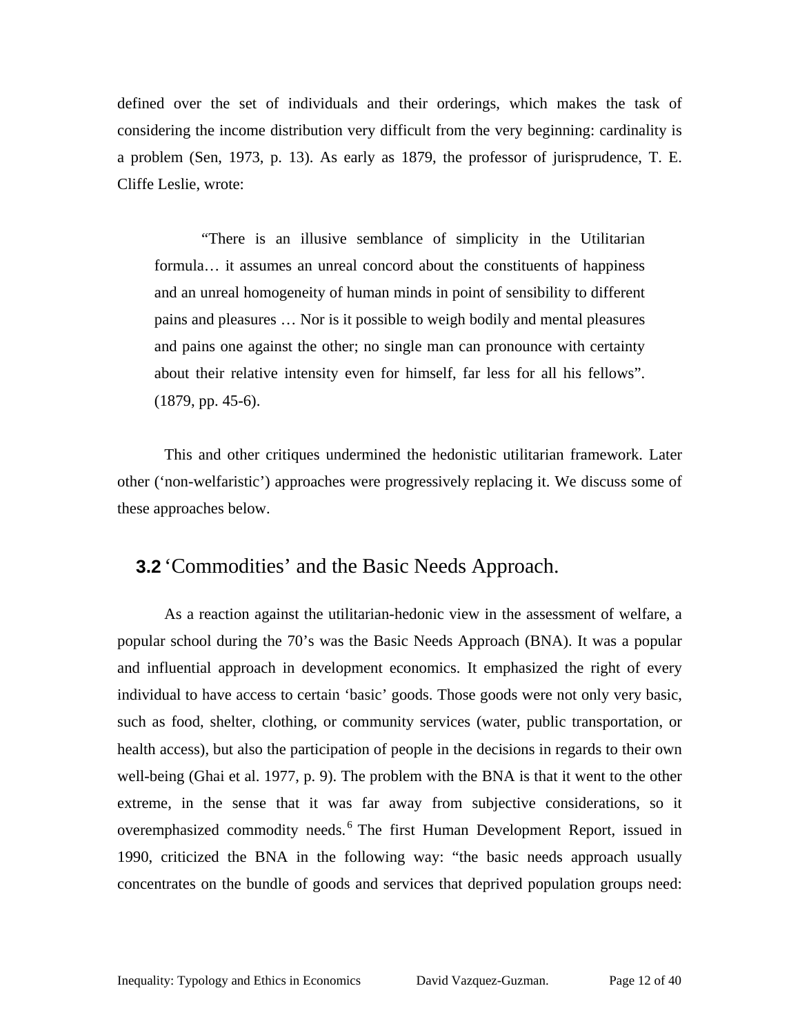defined over the set of individuals and their orderings, which makes the task of considering the income distribution very difficult from the very beginning: cardinality is a problem (Sen, 1973, p. 13). As early as 1879, the professor of jurisprudence, T. E. Cliffe Leslie, wrote:

> "There is an illusive semblance of simplicity in the Utilitarian formula… it assumes an unreal concord about the constituents of happiness and an unreal homogeneity of human minds in point of sensibility to different pains and pleasures … Nor is it possible to weigh bodily and mental pleasures and pains one against the other; no single man can pronounce with certainty about their relative intensity even for himself, far less for all his fellows". (1879, pp. 45-6).

This and other critiques undermined the hedonistic utilitarian framework. Later other ('non-welfaristic') approaches were progressively replacing it. We discuss some of these approaches below.

## 3.2 'Commodities' and the Basic Needs Approach.

As a reaction against the utilitarian-hedonic view in the assessment of welfare, a popular school during the 70's was the Basic Needs Approach (BNA). It was a popular and influential approach in development economics. It emphasized the right of every individual to have access to certain 'basic' goods. Those goods were not only very basic, such as food, shelter, clothing, or community services (water, public transportation, or health access), but also the participation of people in the decisions in regards to their own well-being (Ghai et al. 1977, p. 9). The problem with the BNA is that it went to the other extreme, in the sense that it was far away from subjective considerations, so it overemphasized commodity needs.[6] The first Human Development Report, issued in 1990, criticized the BNA in the following way: "the basic needs approach usually concentrates on the bundle of goods and services that deprived population groups need: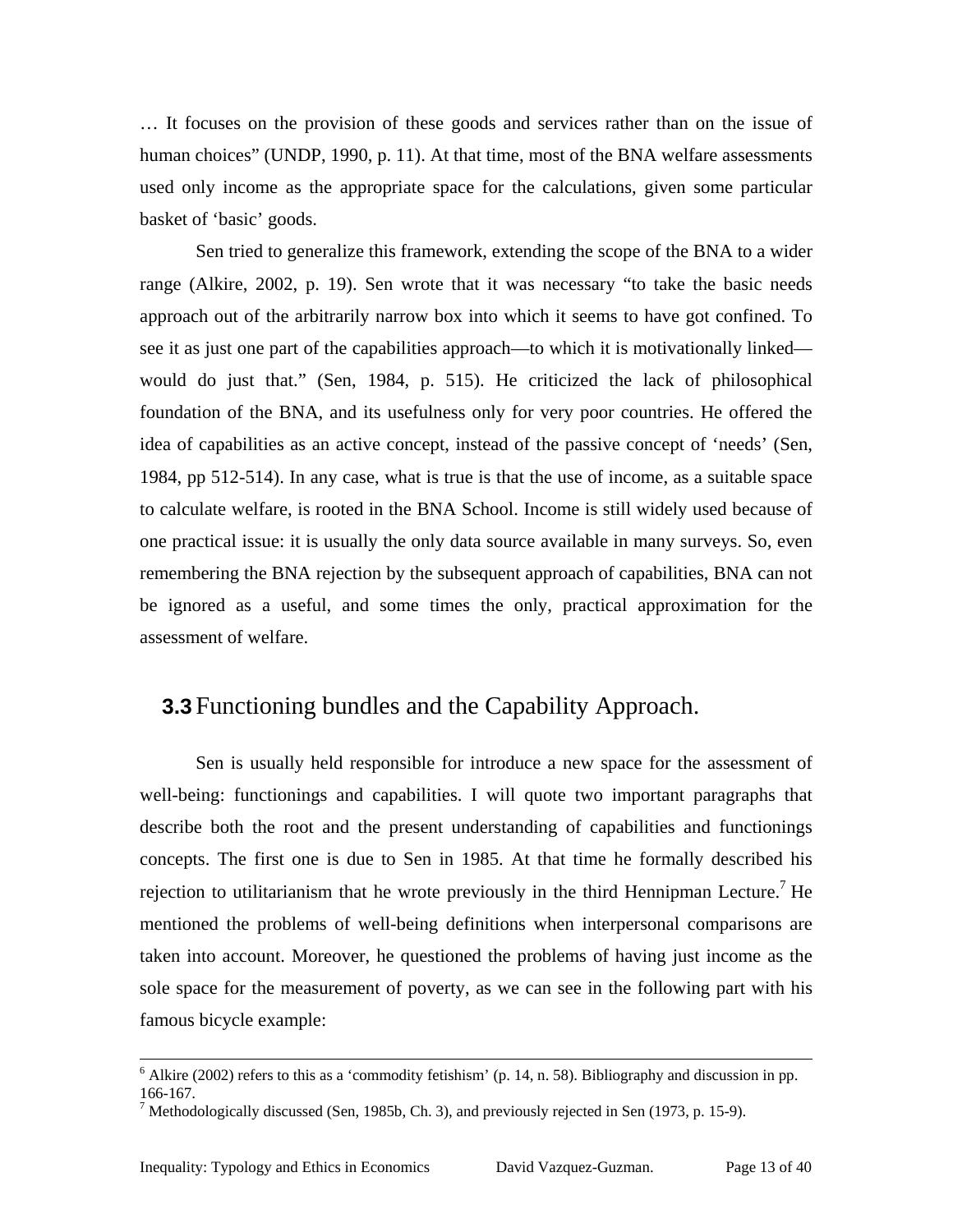… It focuses on the provision of these goods and services rather than on the issue of human choices" (UNDP, 1990, p. 11). At that time, most of the BNA welfare assessments used only income as the appropriate space for the calculations, given some particular basket of 'basic' goods.

Sen tried to generalize this framework, extending the scope of the BNA to a wider range (Alkire, 2002, p. 19). Sen wrote that it was necessary "to take the basic needs approach out of the arbitrarily narrow box into which it seems to have got confined. To see it as just one part of the capabilities approach—to which it is motivationally linked—would do just that." (Sen, 1984, p. 515). He criticized the lack of philosophical foundation of the BNA, and its usefulness only for very poor countries. He offered the idea of capabilities as an active concept, instead of the passive concept of 'needs' (Sen, 1984, pp 512-514). In any case, what is true is that the use of income, as a suitable space to calculate welfare, is rooted in the BNA School. Income is still widely used because of one practical issue: it is usually the only data source available in many surveys. So, even remembering the BNA rejection by the subsequent approach of capabilities, BNA can not be ignored as a useful, and some times the only, practical approximation for the assessment of welfare.

## 3.3 Functioning bundles and the Capability Approach.

Sen is usually held responsible for introduce a new space for the assessment of well-being: functionings and capabilities. I will quote two important paragraphs that describe both the root and the present understanding of capabilities and functionings concepts. The first one is due to Sen in 1985. At that time he formally described his rejection to utilitarianism that he wrote previously in the third Hennipman Lecture.[7] He mentioned the problems of well-being definitions when interpersonal comparisons are taken into account. Moreover, he questioned the problems of having just income as the sole space for the measurement of poverty, as we can see in the following part with his famous bicycle example:

---

[6] Alkire (2002) refers to this as a 'commodity fetishism' (p. 14, n. 58). Bibliography and discussion in pp. 166-167.

[7] Methodologically discussed (Sen, 1985b, Ch. 3), and previously rejected in Sen (1973, p. 15-9).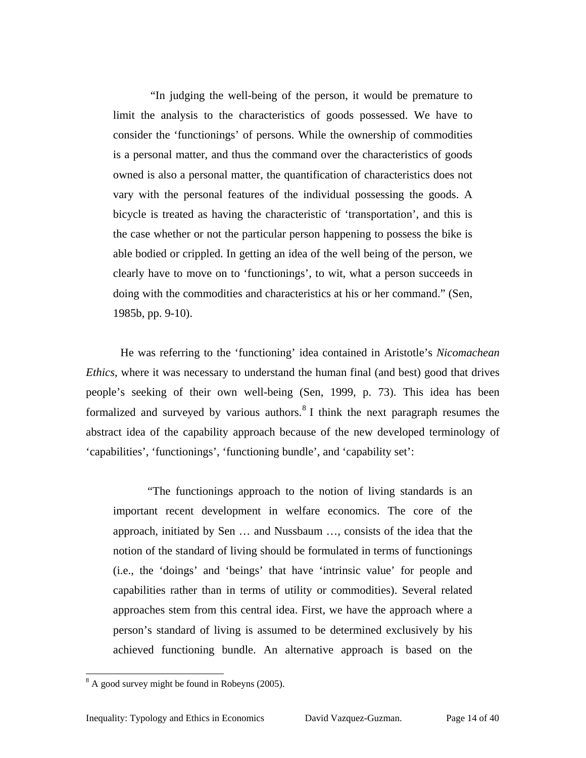> "In judging the well-being of the person, it would be premature to limit the analysis to the characteristics of goods possessed. We have to consider the 'functionings' of persons. While the ownership of commodities is a personal matter, and thus the command over the characteristics of goods owned is also a personal matter, the quantification of characteristics does not vary with the personal features of the individual possessing the goods. A bicycle is treated as having the characteristic of 'transportation', and this is the case whether or not the particular person happening to possess the bike is able bodied or crippled. In getting an idea of the well being of the person, we clearly have to move on to 'functionings', to wit, what a person succeeds in doing with the commodities and characteristics at his or her command." (Sen, 1985b, pp. 9-10).

He was referring to the 'functioning' idea contained in Aristotle's *Nicomachean Ethics*, where it was necessary to understand the human final (and best) good that drives people's seeking of their own well-being (Sen, 1999, p. 73). This idea has been formalized and surveyed by various authors.[8] I think the next paragraph resumes the abstract idea of the capability approach because of the new developed terminology of 'capabilities', 'functionings', 'functioning bundle', and 'capability set':

> "The functionings approach to the notion of living standards is an important recent development in welfare economics. The core of the approach, initiated by Sen … and Nussbaum …, consists of the idea that the notion of the standard of living should be formulated in terms of functionings (i.e., the 'doings' and 'beings' that have 'intrinsic value' for people and capabilities rather than in terms of utility or commodities). Several related approaches stem from this central idea. First, we have the approach where a person's standard of living is assumed to be determined exclusively by his achieved functioning bundle. An alternative approach is based on the

[8] A good survey might be found in Robeyns (2005).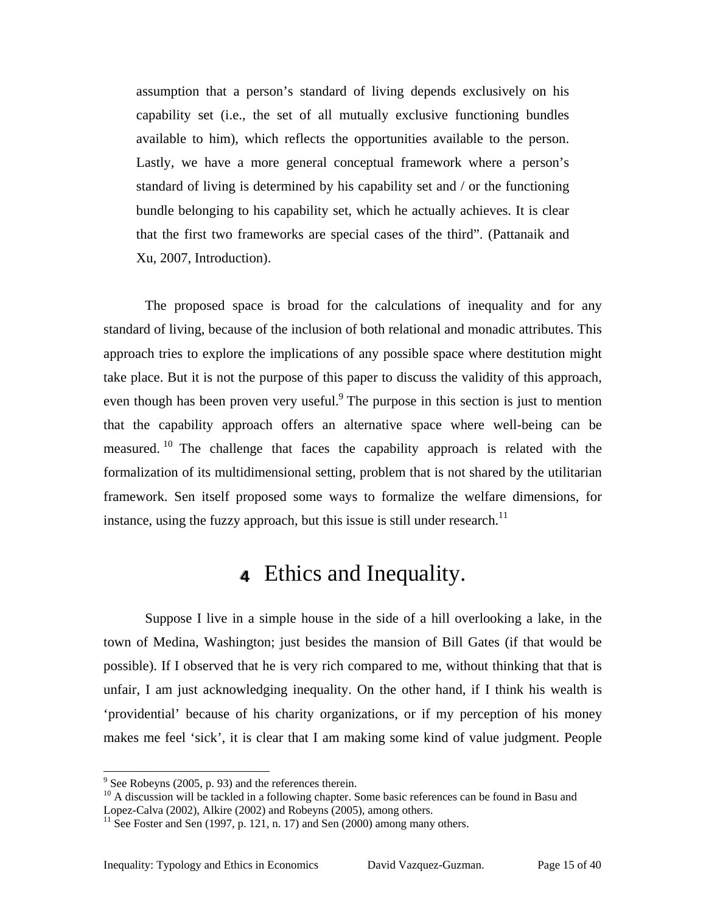> assumption that a person's standard of living depends exclusively on his capability set (i.e., the set of all mutually exclusive functioning bundles available to him), which reflects the opportunities available to the person. Lastly, we have a more general conceptual framework where a person's standard of living is determined by his capability set and / or the functioning bundle belonging to his capability set, which he actually achieves. It is clear that the first two frameworks are special cases of the third". (Pattanaik and Xu, 2007, Introduction).

The proposed space is broad for the calculations of inequality and for any standard of living, because of the inclusion of both relational and monadic attributes. This approach tries to explore the implications of any possible space where destitution might take place. But it is not the purpose of this paper to discuss the validity of this approach, even though has been proven very useful.[9] The purpose in this section is just to mention that the capability approach offers an alternative space where well-being can be measured.[10] The challenge that faces the capability approach is related with the formalization of its multidimensional setting, problem that is not shared by the utilitarian framework. Sen itself proposed some ways to formalize the welfare dimensions, for instance, using the fuzzy approach, but this issue is still under research.[11]

# 4 Ethics and Inequality.

Suppose I live in a simple house in the side of a hill overlooking a lake, in the town of Medina, Washington; just besides the mansion of Bill Gates (if that would be possible). If I observed that he is very rich compared to me, without thinking that that is unfair, I am just acknowledging inequality. On the other hand, if I think his wealth is 'providential' because of his charity organizations, or if my perception of his money makes me feel 'sick', it is clear that I am making some kind of value judgment. People

---

[9] See Robeyns (2005, p. 93) and the references therein.

[10] A discussion will be tackled in a following chapter. Some basic references can be found in Basu and Lopez-Calva (2002), Alkire (2002) and Robeyns (2005), among others.

[11] See Foster and Sen (1997, p. 121, n. 17) and Sen (2000) among many others.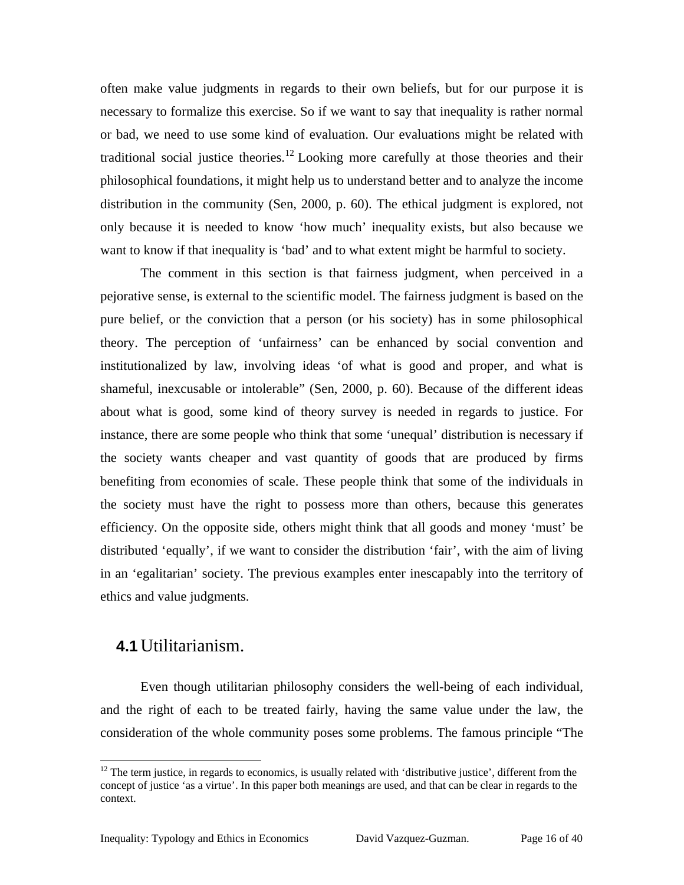often make value judgments in regards to their own beliefs, but for our purpose it is necessary to formalize this exercise. So if we want to say that inequality is rather normal or bad, we need to use some kind of evaluation. Our evaluations might be related with traditional social justice theories.[12] Looking more carefully at those theories and their philosophical foundations, it might help us to understand better and to analyze the income distribution in the community (Sen, 2000, p. 60). The ethical judgment is explored, not only because it is needed to know 'how much' inequality exists, but also because we want to know if that inequality is 'bad' and to what extent might be harmful to society.

The comment in this section is that fairness judgment, when perceived in a pejorative sense, is external to the scientific model. The fairness judgment is based on the pure belief, or the conviction that a person (or his society) has in some philosophical theory. The perception of 'unfairness' can be enhanced by social convention and institutionalized by law, involving ideas 'of what is good and proper, and what is shameful, inexcusable or intolerable" (Sen, 2000, p. 60). Because of the different ideas about what is good, some kind of theory survey is needed in regards to justice. For instance, there are some people who think that some 'unequal' distribution is necessary if the society wants cheaper and vast quantity of goods that are produced by firms benefiting from economies of scale. These people think that some of the individuals in the society must have the right to possess more than others, because this generates efficiency. On the opposite side, others might think that all goods and money 'must' be distributed 'equally', if we want to consider the distribution 'fair', with the aim of living in an 'egalitarian' society. The previous examples enter inescapably into the territory of ethics and value judgments.

## **4.1** Utilitarianism.

Even though utilitarian philosophy considers the well-being of each individual, and the right of each to be treated fairly, having the same value under the law, the consideration of the whole community poses some problems. The famous principle "The

---

[12] The term justice, in regards to economics, is usually related with 'distributive justice', different from the concept of justice 'as a virtue'. In this paper both meanings are used, and that can be clear in regards to the context.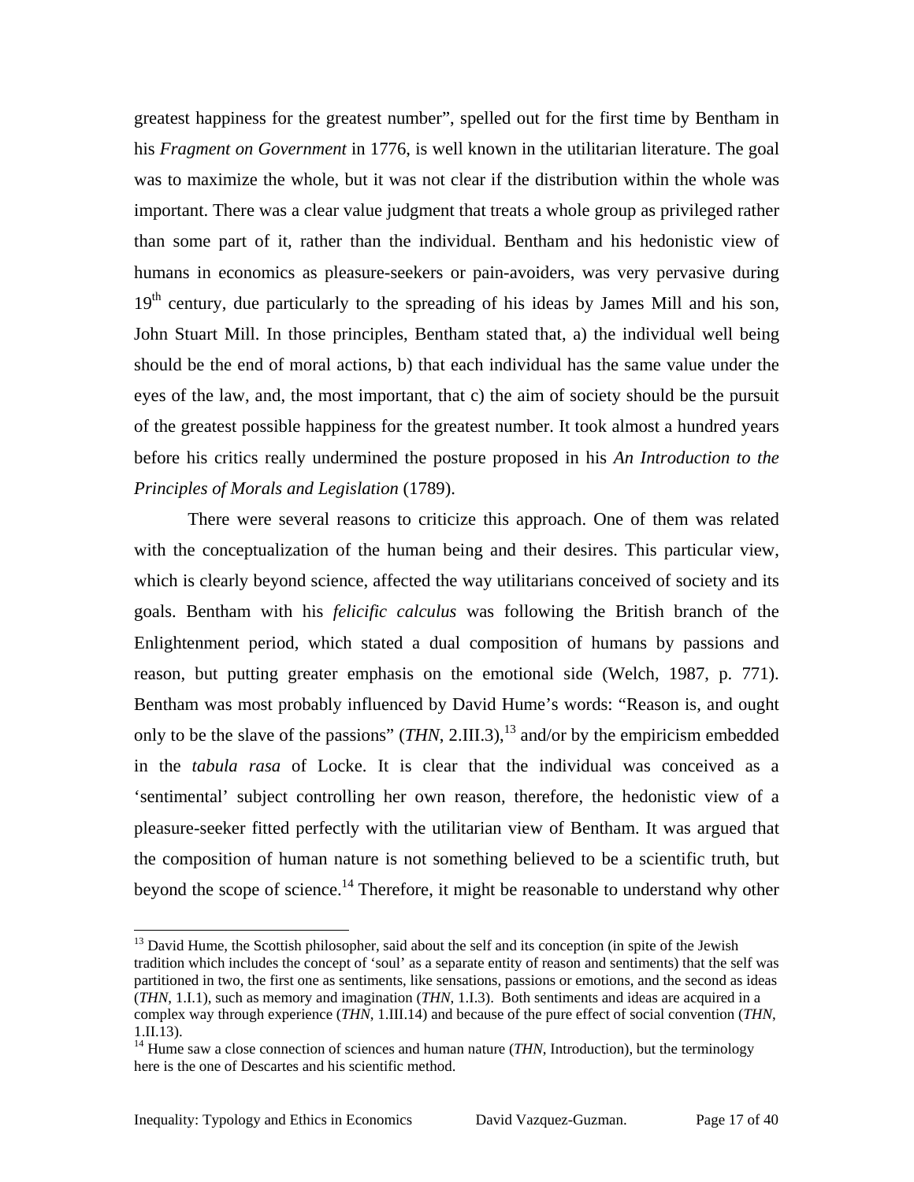greatest happiness for the greatest number", spelled out for the first time by Bentham in his *Fragment on Government* in 1776, is well known in the utilitarian literature. The goal was to maximize the whole, but it was not clear if the distribution within the whole was important. There was a clear value judgment that treats a whole group as privileged rather than some part of it, rather than the individual. Bentham and his hedonistic view of humans in economics as pleasure-seekers or pain-avoiders, was very pervasive during 19th century, due particularly to the spreading of his ideas by James Mill and his son, John Stuart Mill. In those principles, Bentham stated that, a) the individual well being should be the end of moral actions, b) that each individual has the same value under the eyes of the law, and, the most important, that c) the aim of society should be the pursuit of the greatest possible happiness for the greatest number. It took almost a hundred years before his critics really undermined the posture proposed in his *An Introduction to the Principles of Morals and Legislation* (1789).

There were several reasons to criticize this approach. One of them was related with the conceptualization of the human being and their desires. This particular view, which is clearly beyond science, affected the way utilitarians conceived of society and its goals. Bentham with his *felicific calculus* was following the British branch of the Enlightenment period, which stated a dual composition of humans by passions and reason, but putting greater emphasis on the emotional side (Welch, 1987, p. 771). Bentham was most probably influenced by David Hume's words: "Reason is, and ought only to be the slave of the passions" (*THN*, 2.III.3),[13] and/or by the empiricism embedded in the *tabula rasa* of Locke. It is clear that the individual was conceived as a 'sentimental' subject controlling her own reason, therefore, the hedonistic view of a pleasure-seeker fitted perfectly with the utilitarian view of Bentham. It was argued that the composition of human nature is not something believed to be a scientific truth, but beyond the scope of science.[14] Therefore, it might be reasonable to understand why other

---

[13] David Hume, the Scottish philosopher, said about the self and its conception (in spite of the Jewish tradition which includes the concept of 'soul' as a separate entity of reason and sentiments) that the self was partitioned in two, the first one as sentiments, like sensations, passions or emotions, and the second as ideas (*THN*, 1.I.1), such as memory and imagination (*THN*, 1.I.3). Both sentiments and ideas are acquired in a complex way through experience (*THN*, 1.III.14) and because of the pure effect of social convention (*THN*, 1.II.13).

[14] Hume saw a close connection of sciences and human nature (*THN*, Introduction), but the terminology here is the one of Descartes and his scientific method.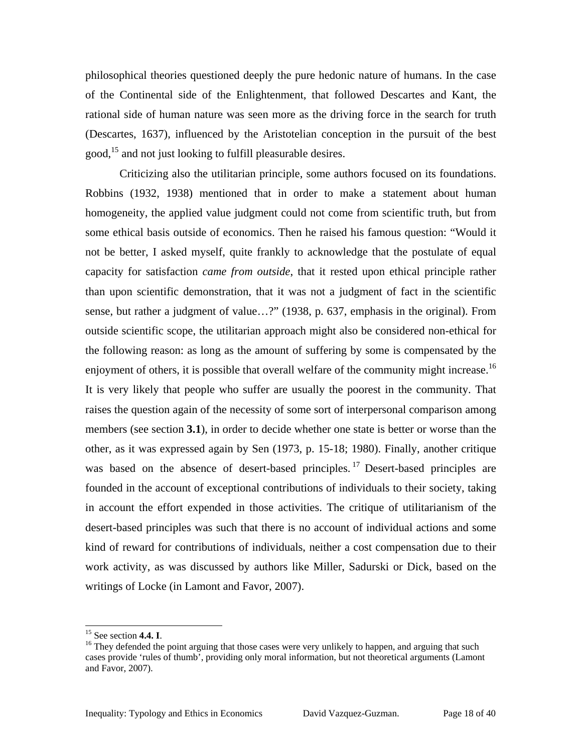philosophical theories questioned deeply the pure hedonic nature of humans. In the case of the Continental side of the Enlightenment, that followed Descartes and Kant, the rational side of human nature was seen more as the driving force in the search for truth (Descartes, 1637), influenced by the Aristotelian conception in the pursuit of the best good,[15] and not just looking to fulfill pleasurable desires.

Criticizing also the utilitarian principle, some authors focused on its foundations. Robbins (1932, 1938) mentioned that in order to make a statement about human homogeneity, the applied value judgment could not come from scientific truth, but from some ethical basis outside of economics. Then he raised his famous question: "Would it not be better, I asked myself, quite frankly to acknowledge that the postulate of equal capacity for satisfaction *came from outside*, that it rested upon ethical principle rather than upon scientific demonstration, that it was not a judgment of fact in the scientific sense, but rather a judgment of value…?" (1938, p. 637, emphasis in the original). From outside scientific scope, the utilitarian approach might also be considered non-ethical for the following reason: as long as the amount of suffering by some is compensated by the enjoyment of others, it is possible that overall welfare of the community might increase.[16] It is very likely that people who suffer are usually the poorest in the community. That raises the question again of the necessity of some sort of interpersonal comparison among members (see section **3.1**), in order to decide whether one state is better or worse than the other, as it was expressed again by Sen (1973, p. 15-18; 1980). Finally, another critique was based on the absence of desert-based principles.[17] Desert-based principles are founded in the account of exceptional contributions of individuals to their society, taking in account the effort expended in those activities. The critique of utilitarianism of the desert-based principles was such that there is no account of individual actions and some kind of reward for contributions of individuals, neither a cost compensation due to their work activity, as was discussed by authors like Miller, Sadurski or Dick, based on the writings of Locke (in Lamont and Favor, 2007).

---

[15] See section **4.4. I**.

[16] They defended the point arguing that those cases were very unlikely to happen, and arguing that such cases provide 'rules of thumb', providing only moral information, but not theoretical arguments (Lamont and Favor, 2007).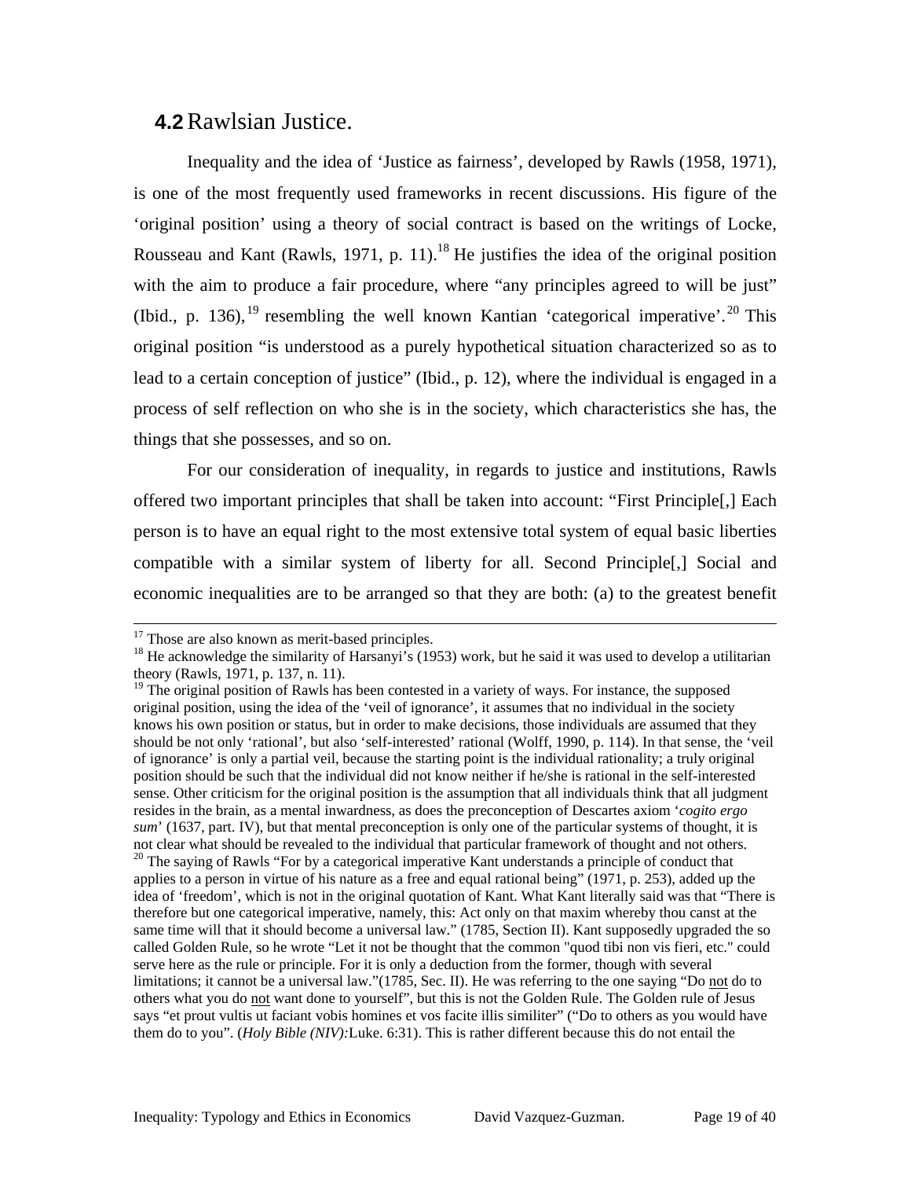## 4.2 Rawlsian Justice.

Inequality and the idea of 'Justice as fairness', developed by Rawls (1958, 1971), is one of the most frequently used frameworks in recent discussions. His figure of the 'original position' using a theory of social contract is based on the writings of Locke, Rousseau and Kant (Rawls, 1971, p. 11).[18] He justifies the idea of the original position with the aim to produce a fair procedure, where "any principles agreed to will be just" (Ibid., p. 136),[19] resembling the well known Kantian 'categorical imperative'.[20] This original position "is understood as a purely hypothetical situation characterized so as to lead to a certain conception of justice" (Ibid., p. 12), where the individual is engaged in a process of self reflection on who she is in the society, which characteristics she has, the things that she possesses, and so on.

For our consideration of inequality, in regards to justice and institutions, Rawls offered two important principles that shall be taken into account: "First Principle[,] Each person is to have an equal right to the most extensive total system of equal basic liberties compatible with a similar system of liberty for all. Second Principle[,] Social and economic inequalities are to be arranged so that they are both: (a) to the greatest benefit

---

[17] Those are also known as merit-based principles.

[18] He acknowledge the similarity of Harsanyi's (1953) work, but he said it was used to develop a utilitarian theory (Rawls, 1971, p. 137, n. 11).

[19] The original position of Rawls has been contested in a variety of ways. For instance, the supposed original position, using the idea of the 'veil of ignorance', it assumes that no individual in the society knows his own position or status, but in order to make decisions, those individuals are assumed that they should be not only 'rational', but also 'self-interested' rational (Wolff, 1990, p. 114). In that sense, the 'veil of ignorance' is only a partial veil, because the starting point is the individual rationality; a truly original position should be such that the individual did not know neither if he/she is rational in the self-interested sense. Other criticism for the original position is the assumption that all individuals think that all judgment resides in the brain, as a mental inwardness, as does the preconception of Descartes axiom '*cogito ergo sum*' (1637, part. IV), but that mental preconception is only one of the particular systems of thought, it is not clear what should be revealed to the individual that particular framework of thought and not others.

[20] The saying of Rawls "For by a categorical imperative Kant understands a principle of conduct that applies to a person in virtue of his nature as a free and equal rational being" (1971, p. 253), added up the idea of 'freedom', which is not in the original quotation of Kant. What Kant literally said was that "There is therefore but one categorical imperative, namely, this: Act only on that maxim whereby thou canst at the same time will that it should become a universal law." (1785, Section II). Kant supposedly upgraded the so called Golden Rule, so he wrote "Let it not be thought that the common "quod tibi non vis fieri, etc." could serve here as the rule or principle. For it is only a deduction from the former, though with several limitations; it cannot be a universal law."(1785, Sec. II). He was referring to the one saying "Do <u>not</u> do to others what you do <u>not</u> want done to yourself", but this is not the Golden Rule. The Golden rule of Jesus says "et prout vultis ut faciant vobis homines et vos facite illis similiter" ("Do to others as you would have them do to you". (*Holy Bible (NIV):*Luke. 6:31). This is rather different because this do not entail the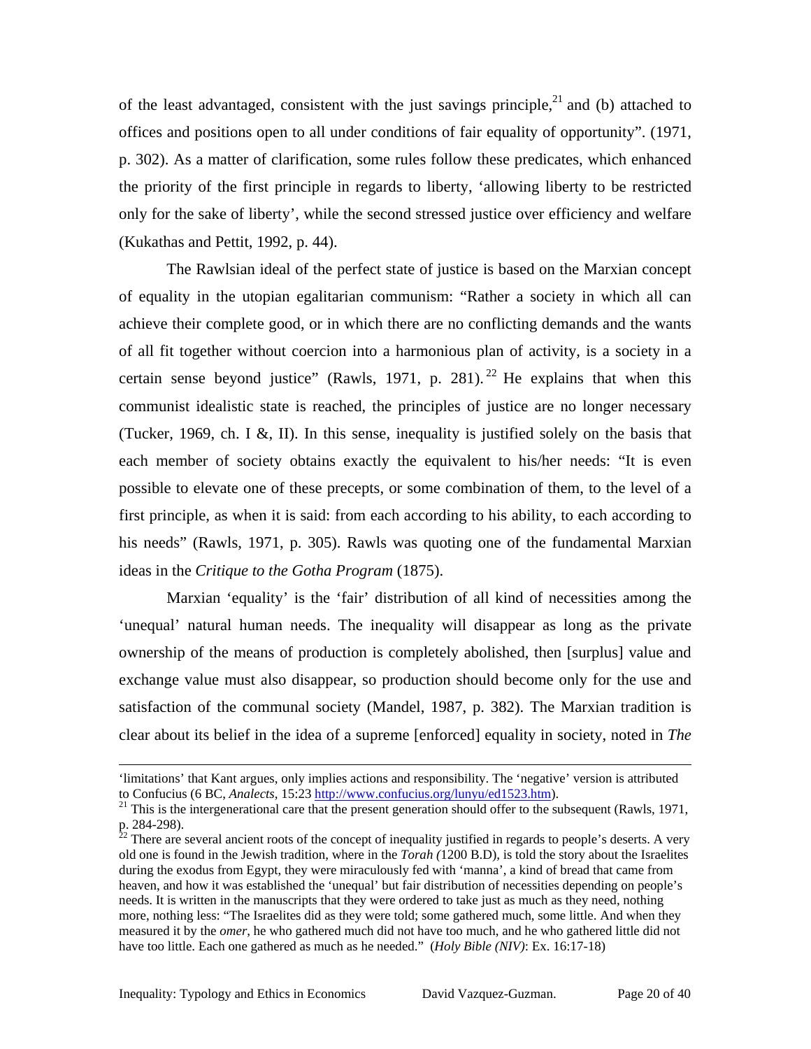of the least advantaged, consistent with the just savings principle,[21] and (b) attached to offices and positions open to all under conditions of fair equality of opportunity". (1971, p. 302). As a matter of clarification, some rules follow these predicates, which enhanced the priority of the first principle in regards to liberty, 'allowing liberty to be restricted only for the sake of liberty', while the second stressed justice over efficiency and welfare (Kukathas and Pettit, 1992, p. 44).

The Rawlsian ideal of the perfect state of justice is based on the Marxian concept of equality in the utopian egalitarian communism: "Rather a society in which all can achieve their complete good, or in which there are no conflicting demands and the wants of all fit together without coercion into a harmonious plan of activity, is a society in a certain sense beyond justice" (Rawls, 1971, p. 281).[22] He explains that when this communist idealistic state is reached, the principles of justice are no longer necessary (Tucker, 1969, ch. I &, II). In this sense, inequality is justified solely on the basis that each member of society obtains exactly the equivalent to his/her needs: "It is even possible to elevate one of these precepts, or some combination of them, to the level of a first principle, as when it is said: from each according to his ability, to each according to his needs" (Rawls, 1971, p. 305). Rawls was quoting one of the fundamental Marxian ideas in the *Critique to the Gotha Program* (1875).

Marxian 'equality' is the 'fair' distribution of all kind of necessities among the 'unequal' natural human needs. The inequality will disappear as long as the private ownership of the means of production is completely abolished, then [surplus] value and exchange value must also disappear, so production should become only for the use and satisfaction of the communal society (Mandel, 1987, p. 382). The Marxian tradition is clear about its belief in the idea of a supreme [enforced] equality in society, noted in *The*

---

'limitations' that Kant argues, only implies actions and responsibility. The 'negative' version is attributed to Confucius (6 BC, *Analects*, 15:23 http://www.confucius.org/lunyu/ed1523.htm).

[21] This is the intergenerational care that the present generation should offer to the subsequent (Rawls, 1971, p. 284-298).

[22] There are several ancient roots of the concept of inequality justified in regards to people's deserts. A very old one is found in the Jewish tradition, where in the *Torah (*1200 B.D), is told the story about the Israelites during the exodus from Egypt, they were miraculously fed with 'manna', a kind of bread that came from heaven, and how it was established the 'unequal' but fair distribution of necessities depending on people's needs. It is written in the manuscripts that they were ordered to take just as much as they need, nothing more, nothing less: "The Israelites did as they were told; some gathered much, some little. And when they measured it by the *omer*, he who gathered much did not have too much, and he who gathered little did not have too little. Each one gathered as much as he needed." (*Holy Bible (NIV)*: Ex. 16:17-18)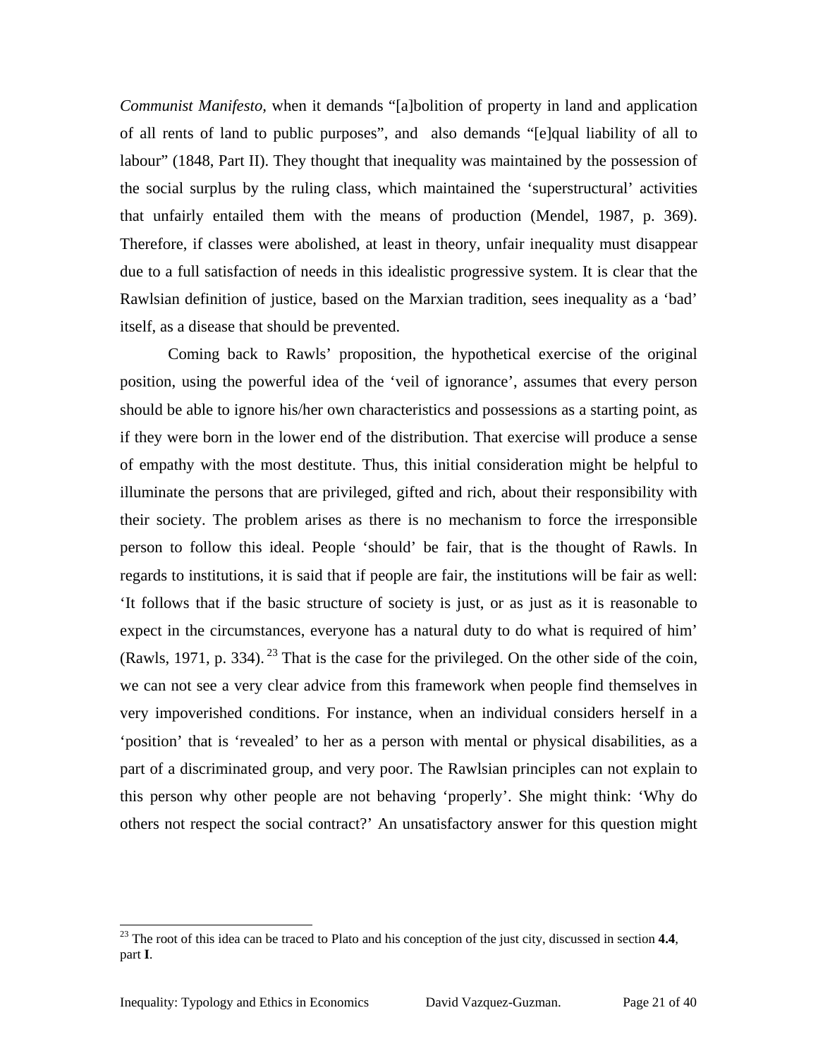*Communist Manifesto,* when it demands "[a]bolition of property in land and application of all rents of land to public purposes", and also demands "[e]qual liability of all to labour" (1848, Part II). They thought that inequality was maintained by the possession of the social surplus by the ruling class, which maintained the 'superstructural' activities that unfairly entailed them with the means of production (Mendel, 1987, p. 369). Therefore, if classes were abolished, at least in theory, unfair inequality must disappear due to a full satisfaction of needs in this idealistic progressive system. It is clear that the Rawlsian definition of justice, based on the Marxian tradition, sees inequality as a 'bad' itself, as a disease that should be prevented.

Coming back to Rawls' proposition, the hypothetical exercise of the original position, using the powerful idea of the 'veil of ignorance', assumes that every person should be able to ignore his/her own characteristics and possessions as a starting point, as if they were born in the lower end of the distribution. That exercise will produce a sense of empathy with the most destitute. Thus, this initial consideration might be helpful to illuminate the persons that are privileged, gifted and rich, about their responsibility with their society. The problem arises as there is no mechanism to force the irresponsible person to follow this ideal. People 'should' be fair, that is the thought of Rawls. In regards to institutions, it is said that if people are fair, the institutions will be fair as well: 'It follows that if the basic structure of society is just, or as just as it is reasonable to expect in the circumstances, everyone has a natural duty to do what is required of him' (Rawls, 1971, p. 334).[23] That is the case for the privileged. On the other side of the coin, we can not see a very clear advice from this framework when people find themselves in very impoverished conditions. For instance, when an individual considers herself in a 'position' that is 'revealed' to her as a person with mental or physical disabilities, as a part of a discriminated group, and very poor. The Rawlsian principles can not explain to this person why other people are not behaving 'properly'. She might think: 'Why do others not respect the social contract?' An unsatisfactory answer for this question might

[23] The root of this idea can be traced to Plato and his conception of the just city, discussed in section **4.4**, part **I**.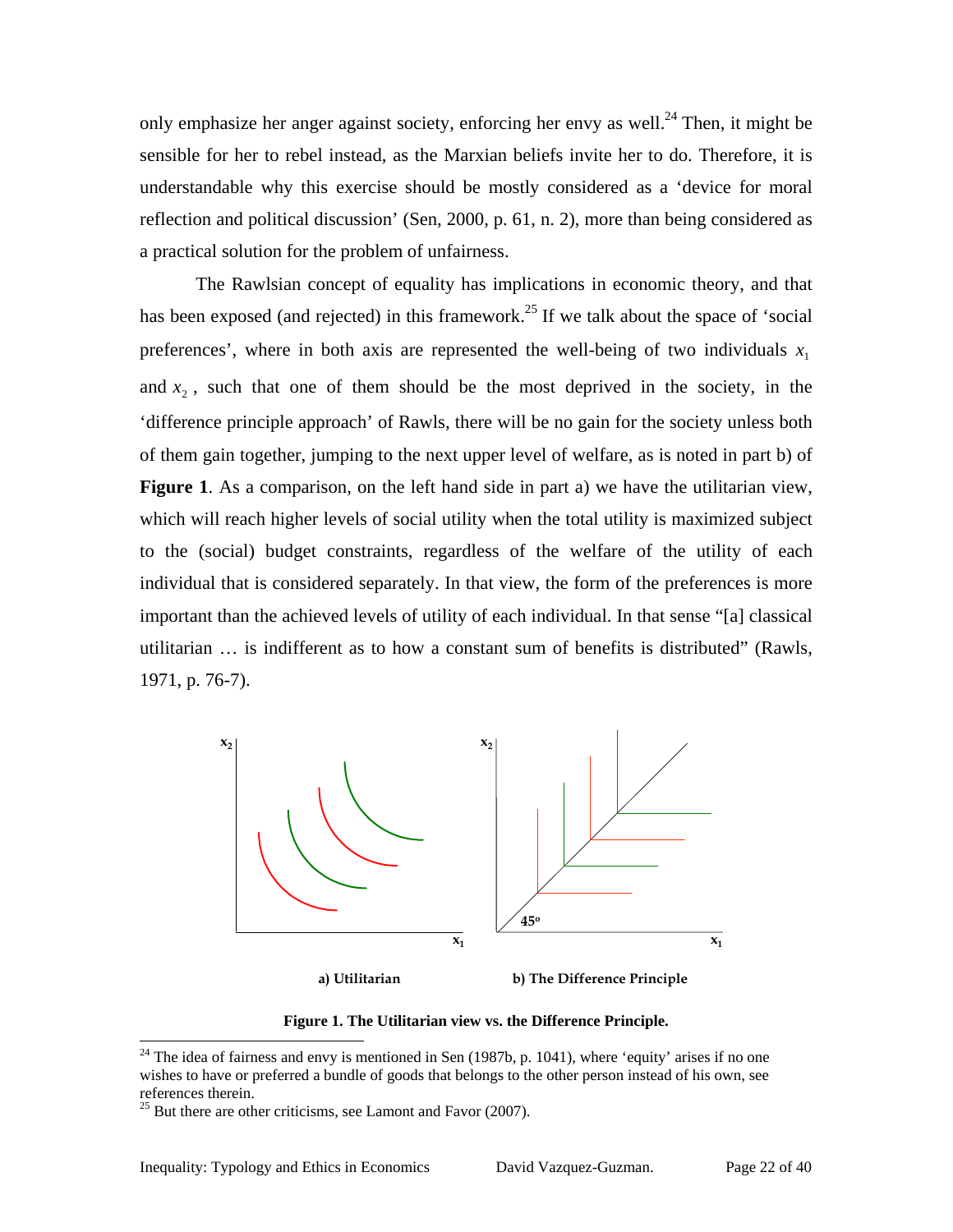only emphasize her anger against society, enforcing her envy as well.[24] Then, it might be sensible for her to rebel instead, as the Marxian beliefs invite her to do. Therefore, it is understandable why this exercise should be mostly considered as a 'device for moral reflection and political discussion' (Sen, 2000, p. 61, n. 2), more than being considered as a practical solution for the problem of unfairness.

The Rawlsian concept of equality has implications in economic theory, and that has been exposed (and rejected) in this framework.[25] If we talk about the space of 'social preferences', where in both axis are represented the well-being of two individuals $x_1$ and $x_2$, such that one of them should be the most deprived in the society, in the 'difference principle approach' of Rawls, there will be no gain for the society unless both of them gain together, jumping to the next upper level of welfare, as is noted in part b) of **Figure 1**. As a comparison, on the left hand side in part a) we have the utilitarian view, which will reach higher levels of social utility when the total utility is maximized subject to the (social) budget constraints, regardless of the welfare of the utility of each individual that is considered separately. In that view, the form of the preferences is more important than the achieved levels of utility of each individual. In that sense "[a] classical utilitarian … is indifferent as to how a constant sum of benefits is distributed" (Rawls, 1971, p. 76-7).

a) Utilitarian b) The Difference Principle

**Figure 1. The Utilitarian view vs. the Difference Principle.**

[24] The idea of fairness and envy is mentioned in Sen (1987b, p. 1041), where 'equity' arises if no one wishes to have or preferred a bundle of goods that belongs to the other person instead of his own, see references therein.

[25] But there are other criticisms, see Lamont and Favor (2007).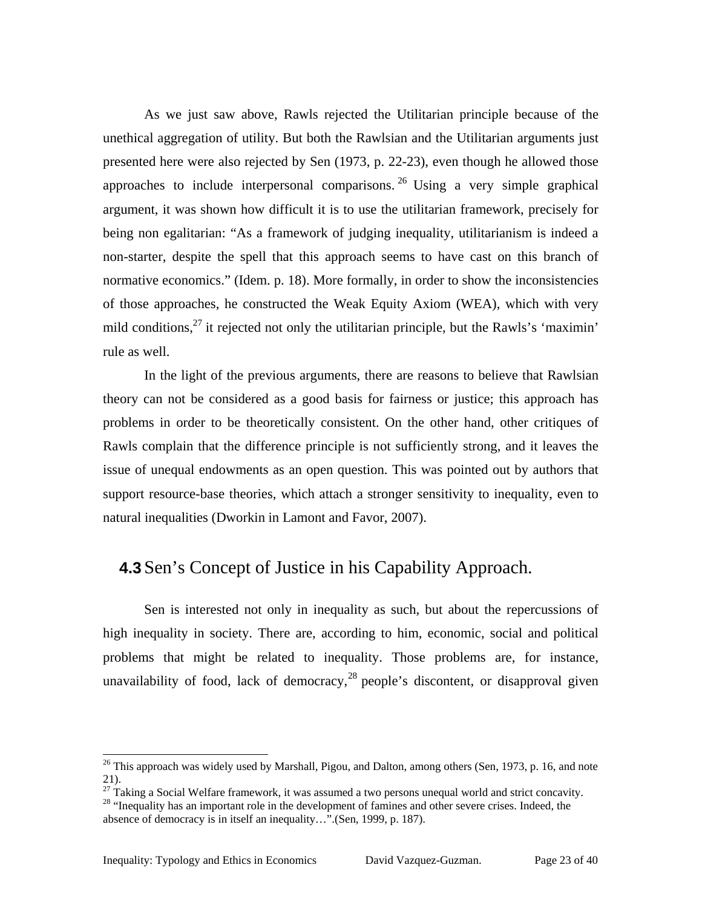As we just saw above, Rawls rejected the Utilitarian principle because of the unethical aggregation of utility. But both the Rawlsian and the Utilitarian arguments just presented here were also rejected by Sen (1973, p. 22-23), even though he allowed those approaches to include interpersonal comparisons.[26] Using a very simple graphical argument, it was shown how difficult it is to use the utilitarian framework, precisely for being non egalitarian: "As a framework of judging inequality, utilitarianism is indeed a non-starter, despite the spell that this approach seems to have cast on this branch of normative economics." (Idem. p. 18). More formally, in order to show the inconsistencies of those approaches, he constructed the Weak Equity Axiom (WEA), which with very mild conditions,[27] it rejected not only the utilitarian principle, but the Rawls's 'maximin' rule as well.

In the light of the previous arguments, there are reasons to believe that Rawlsian theory can not be considered as a good basis for fairness or justice; this approach has problems in order to be theoretically consistent. On the other hand, other critiques of Rawls complain that the difference principle is not sufficiently strong, and it leaves the issue of unequal endowments as an open question. This was pointed out by authors that support resource-base theories, which attach a stronger sensitivity to inequality, even to natural inequalities (Dworkin in Lamont and Favor, 2007).

## 4.3 Sen's Concept of Justice in his Capability Approach.

Sen is interested not only in inequality as such, but about the repercussions of high inequality in society. There are, according to him, economic, social and political problems that might be related to inequality. Those problems are, for instance, unavailability of food, lack of democracy,[28] people's discontent, or disapproval given

---

[26] This approach was widely used by Marshall, Pigou, and Dalton, among others (Sen, 1973, p. 16, and note 21).

[27] Taking a Social Welfare framework, it was assumed a two persons unequal world and strict concavity.

[28] "Inequality has an important role in the development of famines and other severe crises. Indeed, the absence of democracy is in itself an inequality…".(Sen, 1999, p. 187).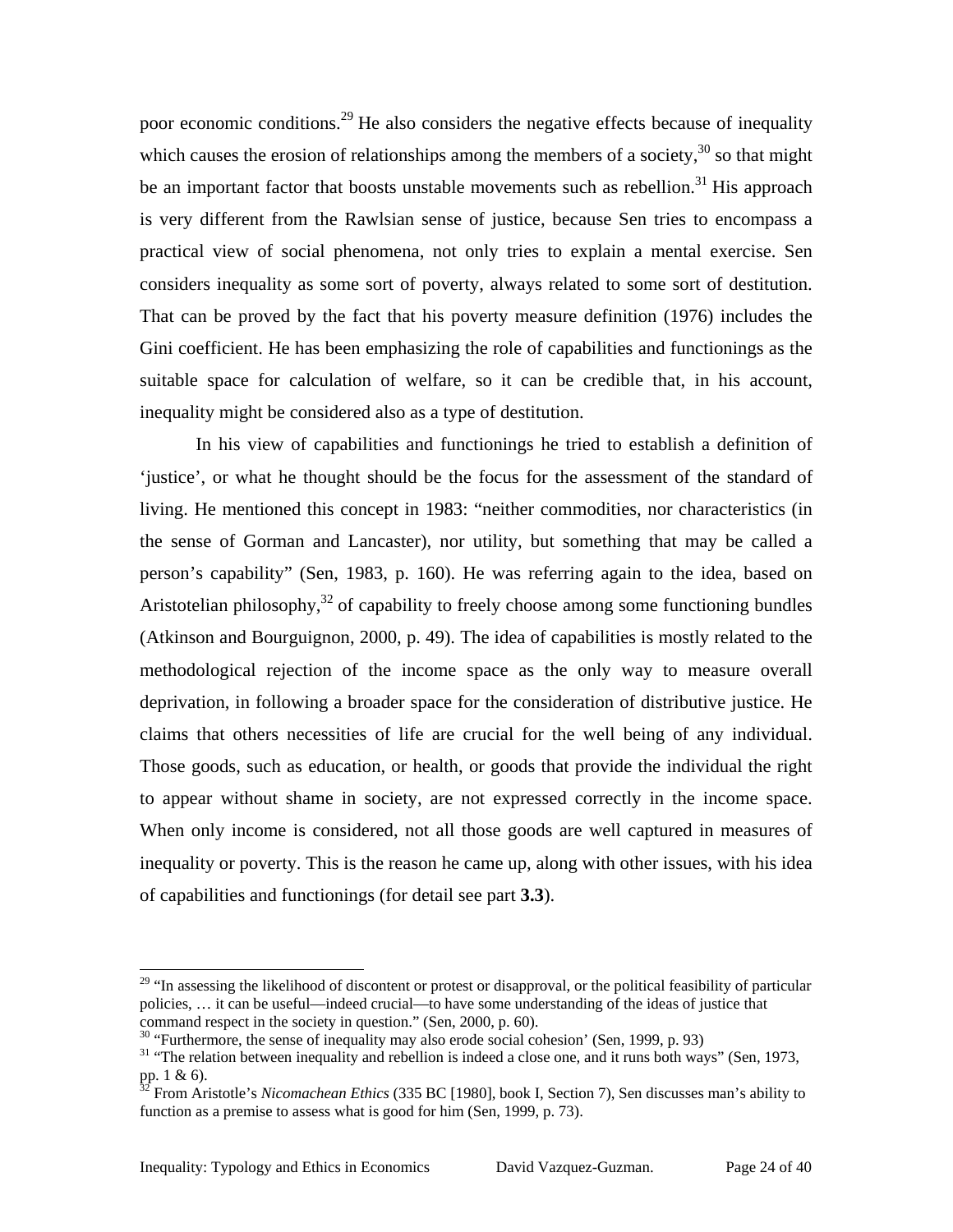poor economic conditions.[29] He also considers the negative effects because of inequality which causes the erosion of relationships among the members of a society,[30] so that might be an important factor that boosts unstable movements such as rebellion.[31] His approach is very different from the Rawlsian sense of justice, because Sen tries to encompass a practical view of social phenomena, not only tries to explain a mental exercise. Sen considers inequality as some sort of poverty, always related to some sort of destitution. That can be proved by the fact that his poverty measure definition (1976) includes the Gini coefficient. He has been emphasizing the role of capabilities and functionings as the suitable space for calculation of welfare, so it can be credible that, in his account, inequality might be considered also as a type of destitution.

In his view of capabilities and functionings he tried to establish a definition of 'justice', or what he thought should be the focus for the assessment of the standard of living. He mentioned this concept in 1983: "neither commodities, nor characteristics (in the sense of Gorman and Lancaster), nor utility, but something that may be called a person's capability" (Sen, 1983, p. 160). He was referring again to the idea, based on Aristotelian philosophy,[32] of capability to freely choose among some functioning bundles (Atkinson and Bourguignon, 2000, p. 49). The idea of capabilities is mostly related to the methodological rejection of the income space as the only way to measure overall deprivation, in following a broader space for the consideration of distributive justice. He claims that others necessities of life are crucial for the well being of any individual. Those goods, such as education, or health, or goods that provide the individual the right to appear without shame in society, are not expressed correctly in the income space. When only income is considered, not all those goods are well captured in measures of inequality or poverty. This is the reason he came up, along with other issues, with his idea of capabilities and functionings (for detail see part **3.3**).

---

[29] "In assessing the likelihood of discontent or protest or disapproval, or the political feasibility of particular policies, … it can be useful—indeed crucial—to have some understanding of the ideas of justice that command respect in the society in question." (Sen, 2000, p. 60).

[30] "Furthermore, the sense of inequality may also erode social cohesion' (Sen, 1999, p. 93)

[31] "The relation between inequality and rebellion is indeed a close one, and it runs both ways" (Sen, 1973, pp. 1 & 6).

[32] From Aristotle's *Nicomachean Ethics* (335 BC [1980], book I, Section 7), Sen discusses man's ability to function as a premise to assess what is good for him (Sen, 1999, p. 73).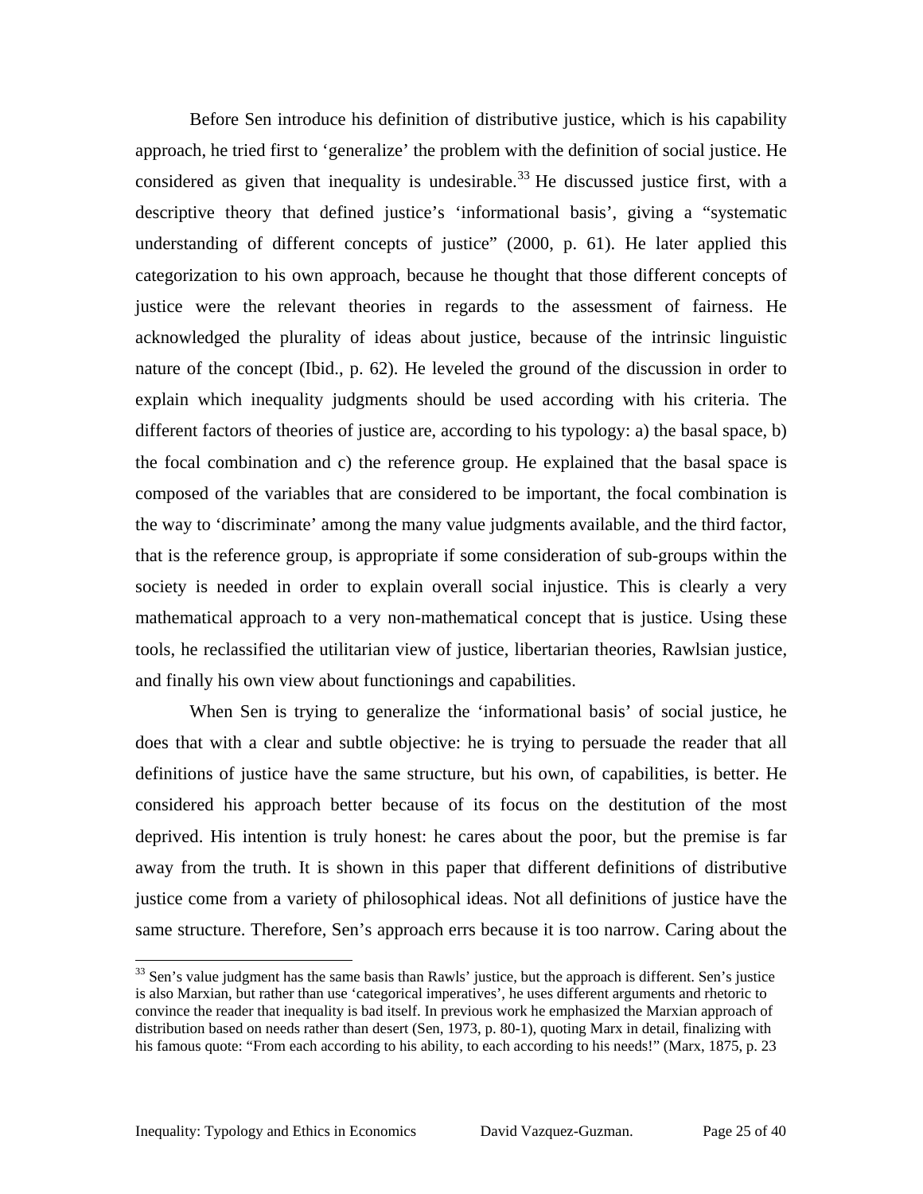Before Sen introduce his definition of distributive justice, which is his capability approach, he tried first to 'generalize' the problem with the definition of social justice. He considered as given that inequality is undesirable.[33] He discussed justice first, with a descriptive theory that defined justice's 'informational basis', giving a "systematic understanding of different concepts of justice" (2000, p. 61). He later applied this categorization to his own approach, because he thought that those different concepts of justice were the relevant theories in regards to the assessment of fairness. He acknowledged the plurality of ideas about justice, because of the intrinsic linguistic nature of the concept (Ibid., p. 62). He leveled the ground of the discussion in order to explain which inequality judgments should be used according with his criteria. The different factors of theories of justice are, according to his typology: a) the basal space, b) the focal combination and c) the reference group. He explained that the basal space is composed of the variables that are considered to be important, the focal combination is the way to 'discriminate' among the many value judgments available, and the third factor, that is the reference group, is appropriate if some consideration of sub-groups within the society is needed in order to explain overall social injustice. This is clearly a very mathematical approach to a very non-mathematical concept that is justice. Using these tools, he reclassified the utilitarian view of justice, libertarian theories, Rawlsian justice, and finally his own view about functionings and capabilities.

When Sen is trying to generalize the 'informational basis' of social justice, he does that with a clear and subtle objective: he is trying to persuade the reader that all definitions of justice have the same structure, but his own, of capabilities, is better. He considered his approach better because of its focus on the destitution of the most deprived. His intention is truly honest: he cares about the poor, but the premise is far away from the truth. It is shown in this paper that different definitions of distributive justice come from a variety of philosophical ideas. Not all definitions of justice have the same structure. Therefore, Sen's approach errs because it is too narrow. Caring about the

[33] Sen's value judgment has the same basis than Rawls' justice, but the approach is different. Sen's justice is also Marxian, but rather than use 'categorical imperatives', he uses different arguments and rhetoric to convince the reader that inequality is bad itself. In previous work he emphasized the Marxian approach of distribution based on needs rather than desert (Sen, 1973, p. 80-1), quoting Marx in detail, finalizing with his famous quote: "From each according to his ability, to each according to his needs!" (Marx, 1875, p. 23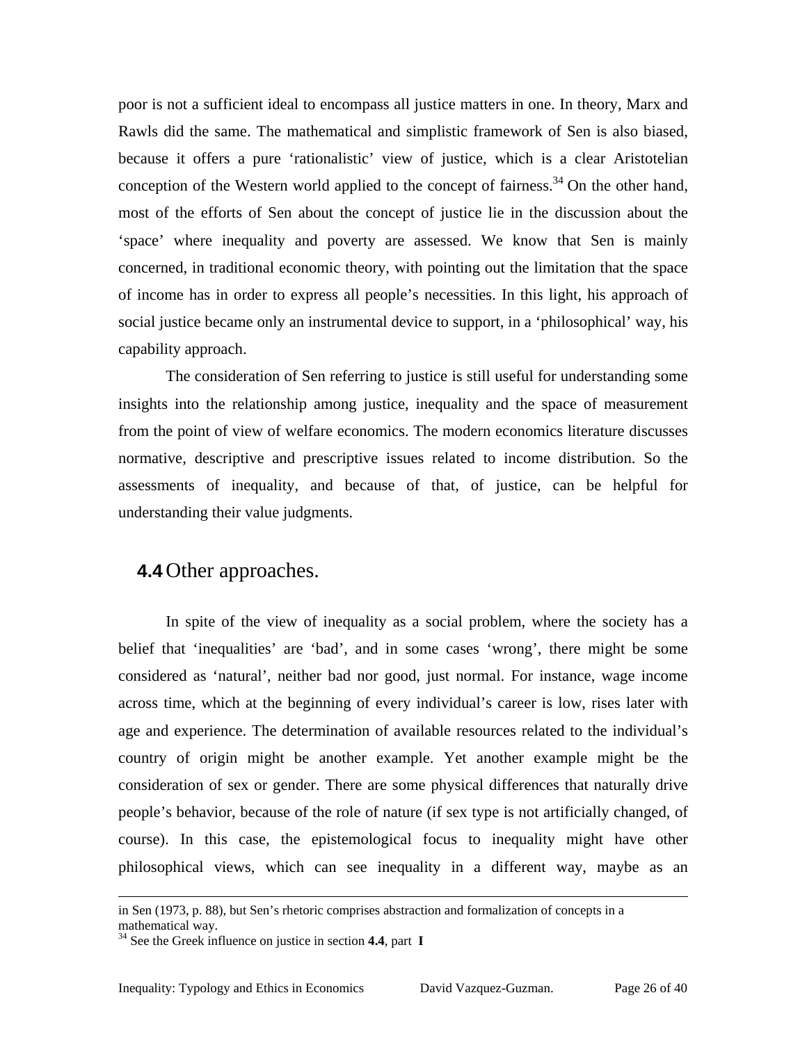poor is not a sufficient ideal to encompass all justice matters in one. In theory, Marx and Rawls did the same. The mathematical and simplistic framework of Sen is also biased, because it offers a pure 'rationalistic' view of justice, which is a clear Aristotelian conception of the Western world applied to the concept of fairness.[34] On the other hand, most of the efforts of Sen about the concept of justice lie in the discussion about the 'space' where inequality and poverty are assessed. We know that Sen is mainly concerned, in traditional economic theory, with pointing out the limitation that the space of income has in order to express all people's necessities. In this light, his approach of social justice became only an instrumental device to support, in a 'philosophical' way, his capability approach.

The consideration of Sen referring to justice is still useful for understanding some insights into the relationship among justice, inequality and the space of measurement from the point of view of welfare economics. The modern economics literature discusses normative, descriptive and prescriptive issues related to income distribution. So the assessments of inequality, and because of that, of justice, can be helpful for understanding their value judgments.

## 4.4 Other approaches.

In spite of the view of inequality as a social problem, where the society has a belief that 'inequalities' are 'bad', and in some cases 'wrong', there might be some considered as 'natural', neither bad nor good, just normal. For instance, wage income across time, which at the beginning of every individual's career is low, rises later with age and experience. The determination of available resources related to the individual's country of origin might be another example. Yet another example might be the consideration of sex or gender. There are some physical differences that naturally drive people's behavior, because of the role of nature (if sex type is not artificially changed, of course). In this case, the epistemological focus to inequality might have other philosophical views, which can see inequality in a different way, maybe as an

---

in Sen (1973, p. 88), but Sen's rhetoric comprises abstraction and formalization of concepts in a mathematical way.

[34] See the Greek influence on justice in section **4.4**, part **I**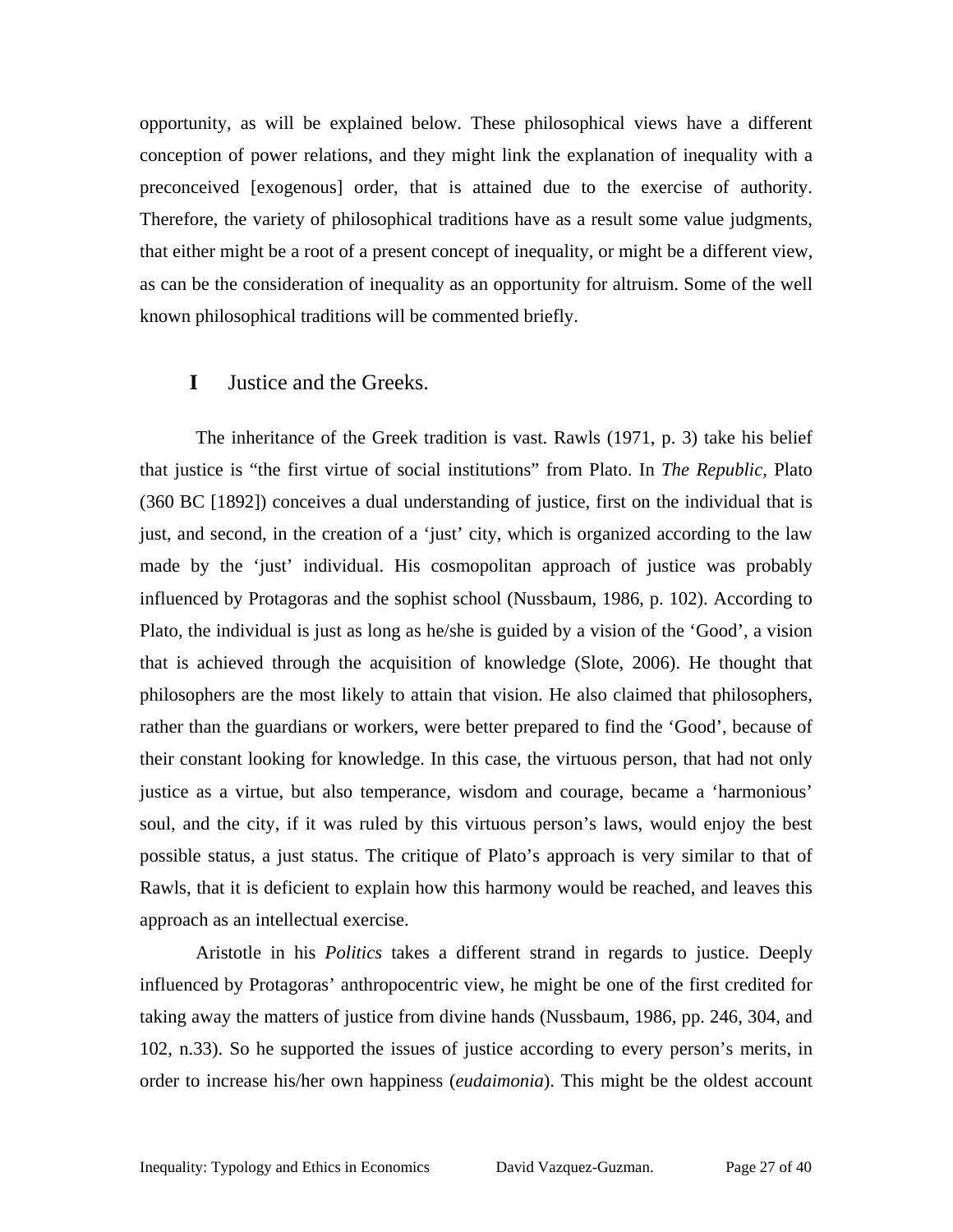opportunity, as will be explained below. These philosophical views have a different conception of power relations, and they might link the explanation of inequality with a preconceived [exogenous] order, that is attained due to the exercise of authority. Therefore, the variety of philosophical traditions have as a result some value judgments, that either might be a root of a present concept of inequality, or might be a different view, as can be the consideration of inequality as an opportunity for altruism. Some of the well known philosophical traditions will be commented briefly.

## I Justice and the Greeks.

The inheritance of the Greek tradition is vast. Rawls (1971, p. 3) take his belief that justice is "the first virtue of social institutions" from Plato. In *The Republic*, Plato (360 BC [1892]) conceives a dual understanding of justice, first on the individual that is just, and second, in the creation of a 'just' city, which is organized according to the law made by the 'just' individual. His cosmopolitan approach of justice was probably influenced by Protagoras and the sophist school (Nussbaum, 1986, p. 102). According to Plato, the individual is just as long as he/she is guided by a vision of the 'Good', a vision that is achieved through the acquisition of knowledge (Slote, 2006). He thought that philosophers are the most likely to attain that vision. He also claimed that philosophers, rather than the guardians or workers, were better prepared to find the 'Good', because of their constant looking for knowledge. In this case, the virtuous person, that had not only justice as a virtue, but also temperance, wisdom and courage, became a 'harmonious' soul, and the city, if it was ruled by this virtuous person's laws, would enjoy the best possible status, a just status. The critique of Plato's approach is very similar to that of Rawls, that it is deficient to explain how this harmony would be reached, and leaves this approach as an intellectual exercise.

Aristotle in his *Politics* takes a different strand in regards to justice. Deeply influenced by Protagoras' anthropocentric view, he might be one of the first credited for taking away the matters of justice from divine hands (Nussbaum, 1986, pp. 246, 304, and 102, n.33). So he supported the issues of justice according to every person's merits, in order to increase his/her own happiness (*eudaimonia*). This might be the oldest account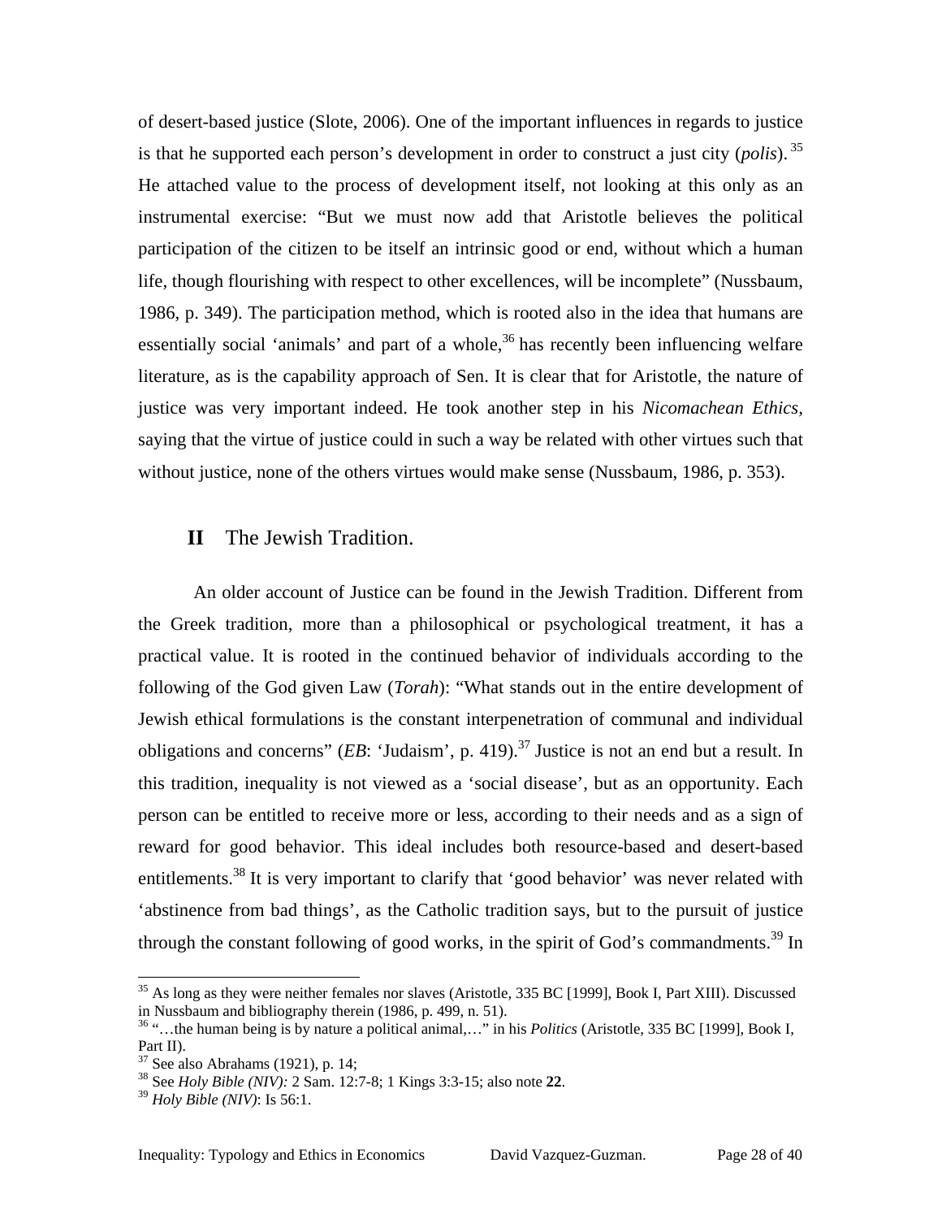of desert-based justice (Slote, 2006). One of the important influences in regards to justice is that he supported each person's development in order to construct a just city (*polis*).[35] He attached value to the process of development itself, not looking at this only as an instrumental exercise: "But we must now add that Aristotle believes the political participation of the citizen to be itself an intrinsic good or end, without which a human life, though flourishing with respect to other excellences, will be incomplete" (Nussbaum, 1986, p. 349). The participation method, which is rooted also in the idea that humans are essentially social 'animals' and part of a whole,[36] has recently been influencing welfare literature, as is the capability approach of Sen. It is clear that for Aristotle, the nature of justice was very important indeed. He took another step in his *Nicomachean Ethics*, saying that the virtue of justice could in such a way be related with other virtues such that without justice, none of the others virtues would make sense (Nussbaum, 1986, p. 353).

## II The Jewish Tradition.

An older account of Justice can be found in the Jewish Tradition. Different from the Greek tradition, more than a philosophical or psychological treatment, it has a practical value. It is rooted in the continued behavior of individuals according to the following of the God given Law (*Torah*): "What stands out in the entire development of Jewish ethical formulations is the constant interpenetration of communal and individual obligations and concerns" (*EB*: 'Judaism', p. 419).[37] Justice is not an end but a result. In this tradition, inequality is not viewed as a 'social disease', but as an opportunity. Each person can be entitled to receive more or less, according to their needs and as a sign of reward for good behavior. This ideal includes both resource-based and desert-based entitlements.[38] It is very important to clarify that 'good behavior' was never related with 'abstinence from bad things', as the Catholic tradition says, but to the pursuit of justice through the constant following of good works, in the spirit of God's commandments.[39] In

---

[35] As long as they were neither females nor slaves (Aristotle, 335 BC [1999], Book I, Part XIII). Discussed in Nussbaum and bibliography therein (1986, p. 499, n. 51).

[36] "…the human being is by nature a political animal,…" in his *Politics* (Aristotle, 335 BC [1999], Book I, Part II).

[37] See also Abrahams (1921), p. 14;

[38] See *Holy Bible (NIV):* 2 Sam. 12:7-8; 1 Kings 3:3-15; also note **22**.

[39] *Holy Bible (NIV)*: Is 56:1.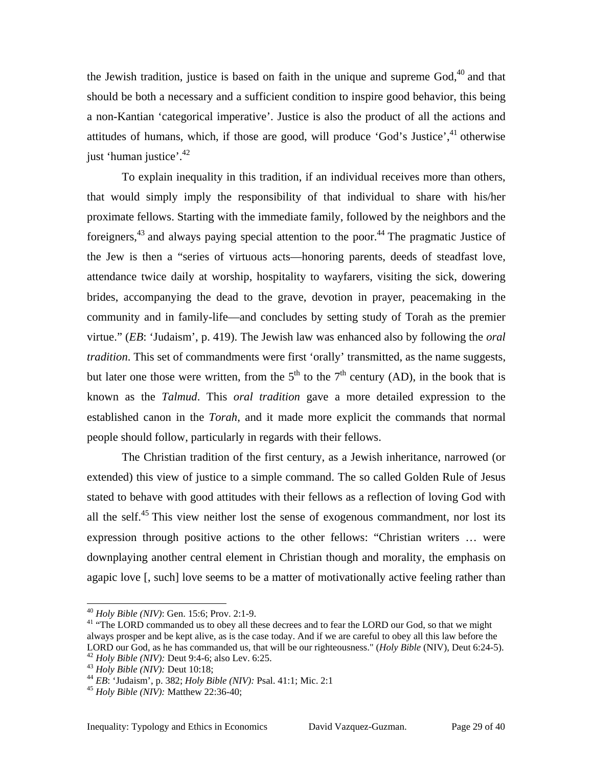the Jewish tradition, justice is based on faith in the unique and supreme God,[40] and that should be both a necessary and a sufficient condition to inspire good behavior, this being a non-Kantian 'categorical imperative'. Justice is also the product of all the actions and attitudes of humans, which, if those are good, will produce 'God's Justice',[41] otherwise just 'human justice'.[42]

To explain inequality in this tradition, if an individual receives more than others, that would simply imply the responsibility of that individual to share with his/her proximate fellows. Starting with the immediate family, followed by the neighbors and the foreigners,[43] and always paying special attention to the poor.[44] The pragmatic Justice of the Jew is then a "series of virtuous acts—honoring parents, deeds of steadfast love, attendance twice daily at worship, hospitality to wayfarers, visiting the sick, dowering brides, accompanying the dead to the grave, devotion in prayer, peacemaking in the community and in family-life—and concludes by setting study of Torah as the premier virtue." (*EB*: 'Judaism', p. 419). The Jewish law was enhanced also by following the *oral tradition*. This set of commandments were first 'orally' transmitted, as the name suggests, but later one those were written, from the 5th to the 7th century (AD), in the book that is known as the *Talmud*. This *oral tradition* gave a more detailed expression to the established canon in the *Torah*, and it made more explicit the commands that normal people should follow, particularly in regards with their fellows.

The Christian tradition of the first century, as a Jewish inheritance, narrowed (or extended) this view of justice to a simple command. The so called Golden Rule of Jesus stated to behave with good attitudes with their fellows as a reflection of loving God with all the self.[45] This view neither lost the sense of exogenous commandment, nor lost its expression through positive actions to the other fellows: "Christian writers … were downplaying another central element in Christian though and morality, the emphasis on agapic love [, such] love seems to be a matter of motivationally active feeling rather than

---

[40] *Holy Bible (NIV)*: Gen. 15:6; Prov. 2:1-9.

[41] "The LORD commanded us to obey all these decrees and to fear the LORD our God, so that we might always prosper and be kept alive, as is the case today. And if we are careful to obey all this law before the LORD our God, as he has commanded us, that will be our righteousness." (*Holy Bible* (NIV), Deut 6:24-5).

[42] *Holy Bible (NIV):* Deut 9:4-6; also Lev. 6:25.

[43] *Holy Bible (NIV):* Deut 10:18;

[44] *EB*: 'Judaism', p. 382; *Holy Bible (NIV):* Psal. 41:1; Mic. 2:1

[45] *Holy Bible (NIV):* Matthew 22:36-40;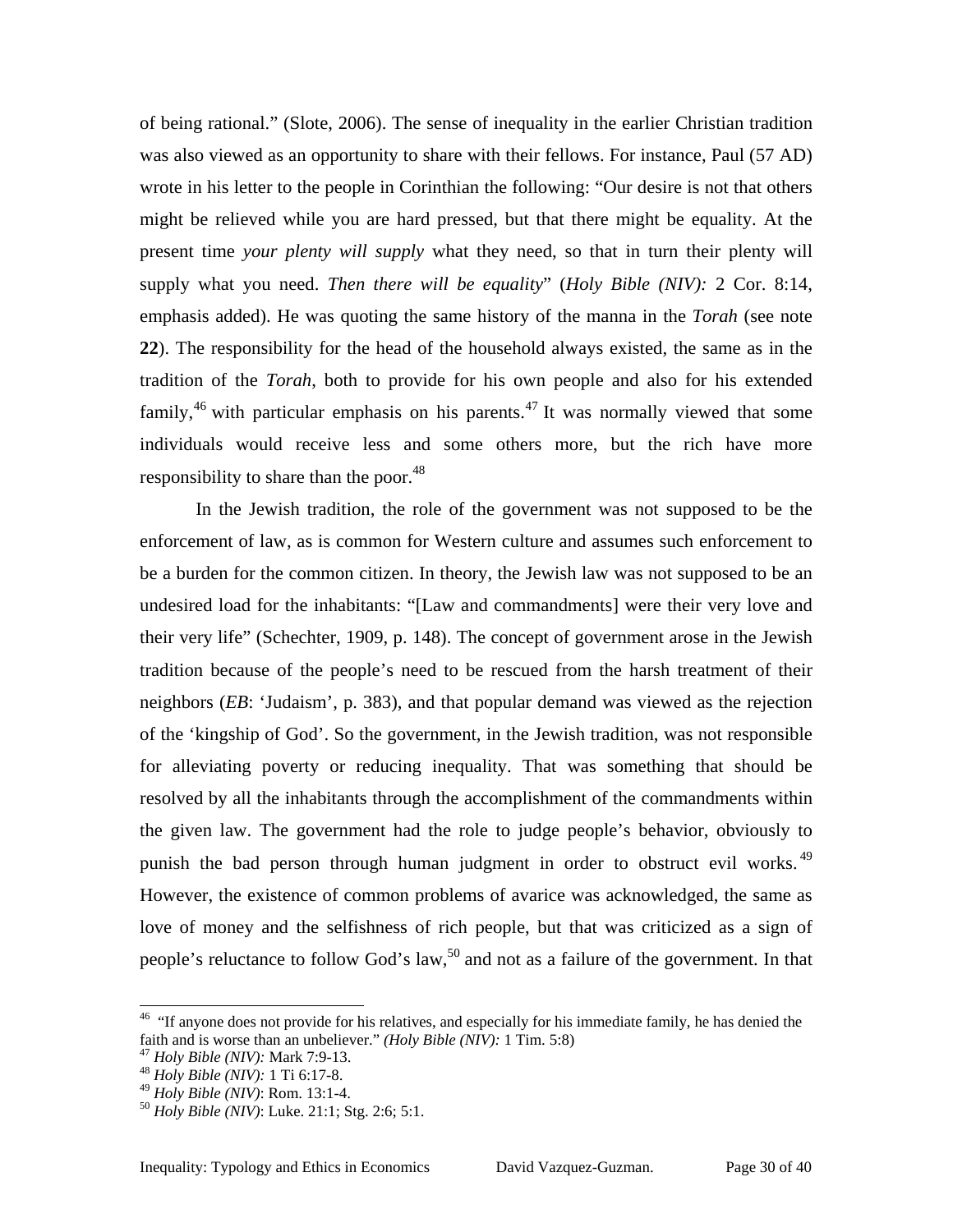of being rational." (Slote, 2006). The sense of inequality in the earlier Christian tradition was also viewed as an opportunity to share with their fellows. For instance, Paul (57 AD) wrote in his letter to the people in Corinthian the following: "Our desire is not that others might be relieved while you are hard pressed, but that there might be equality. At the present time *your plenty will supply* what they need, so that in turn their plenty will supply what you need. *Then there will be equality*" (*Holy Bible (NIV):* 2 Cor. 8:14, emphasis added). He was quoting the same history of the manna in the *Torah* (see note **22**). The responsibility for the head of the household always existed, the same as in the tradition of the *Torah*, both to provide for his own people and also for his extended family,[46] with particular emphasis on his parents.[47] It was normally viewed that some individuals would receive less and some others more, but the rich have more responsibility to share than the poor.[48]

In the Jewish tradition, the role of the government was not supposed to be the enforcement of law, as is common for Western culture and assumes such enforcement to be a burden for the common citizen. In theory, the Jewish law was not supposed to be an undesired load for the inhabitants: "[Law and commandments] were their very love and their very life" (Schechter, 1909, p. 148). The concept of government arose in the Jewish tradition because of the people's need to be rescued from the harsh treatment of their neighbors (*EB*: 'Judaism', p. 383), and that popular demand was viewed as the rejection of the 'kingship of God'. So the government, in the Jewish tradition, was not responsible for alleviating poverty or reducing inequality. That was something that should be resolved by all the inhabitants through the accomplishment of the commandments within the given law. The government had the role to judge people's behavior, obviously to punish the bad person through human judgment in order to obstruct evil works.[49] However, the existence of common problems of avarice was acknowledged, the same as love of money and the selfishness of rich people, but that was criticized as a sign of people's reluctance to follow God's law,[50] and not as a failure of the government. In that

---

[46] "If anyone does not provide for his relatives, and especially for his immediate family, he has denied the faith and is worse than an unbeliever." *(Holy Bible (NIV):* 1 Tim. 5:8)

[47] *Holy Bible (NIV):* Mark 7:9-13.

[48] *Holy Bible (NIV):* 1 Ti 6:17-8.

[49] *Holy Bible (NIV)*: Rom. 13:1-4.

[50] *Holy Bible (NIV)*: Luke. 21:1; Stg. 2:6; 5:1.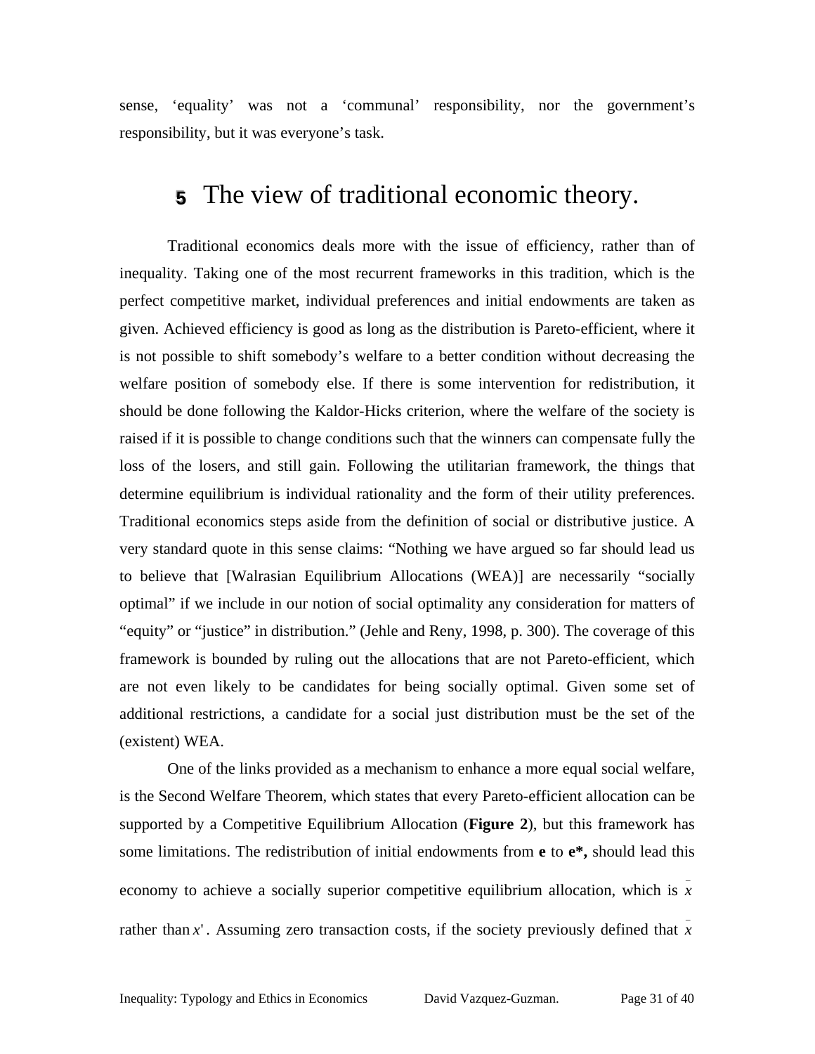sense, ‘equality’ was not a ‘communal’ responsibility, nor the government’s responsibility, but it was everyone’s task.

# 5 The view of traditional economic theory.

Traditional economics deals more with the issue of efficiency, rather than of inequality. Taking one of the most recurrent frameworks in this tradition, which is the perfect competitive market, individual preferences and initial endowments are taken as given. Achieved efficiency is good as long as the distribution is Pareto-efficient, where it is not possible to shift somebody’s welfare to a better condition without decreasing the welfare position of somebody else. If there is some intervention for redistribution, it should be done following the Kaldor-Hicks criterion, where the welfare of the society is raised if it is possible to change conditions such that the winners can compensate fully the loss of the losers, and still gain. Following the utilitarian framework, the things that determine equilibrium is individual rationality and the form of their utility preferences. Traditional economics steps aside from the definition of social or distributive justice. A very standard quote in this sense claims: “Nothing we have argued so far should lead us to believe that [Walrasian Equilibrium Allocations (WEA)] are necessarily “socially optimal” if we include in our notion of social optimality any consideration for matters of “equity” or “justice” in distribution.” (Jehle and Reny, 1998, p. 300). The coverage of this framework is bounded by ruling out the allocations that are not Pareto-efficient, which are not even likely to be candidates for being socially optimal. Given some set of additional restrictions, a candidate for a social just distribution must be the set of the (existent) WEA.

One of the links provided as a mechanism to enhance a more equal social welfare, is the Second Welfare Theorem, which states that every Pareto-efficient allocation can be supported by a Competitive Equilibrium Allocation (**Figure 2**), but this framework has some limitations. The redistribution of initial endowments from **e** to **e\*,** should lead this economy to achieve a socially superior competitive equilibrium allocation, which is $\bar{x}$ rather than $x'$. Assuming zero transaction costs, if the society previously defined that $\bar{x}$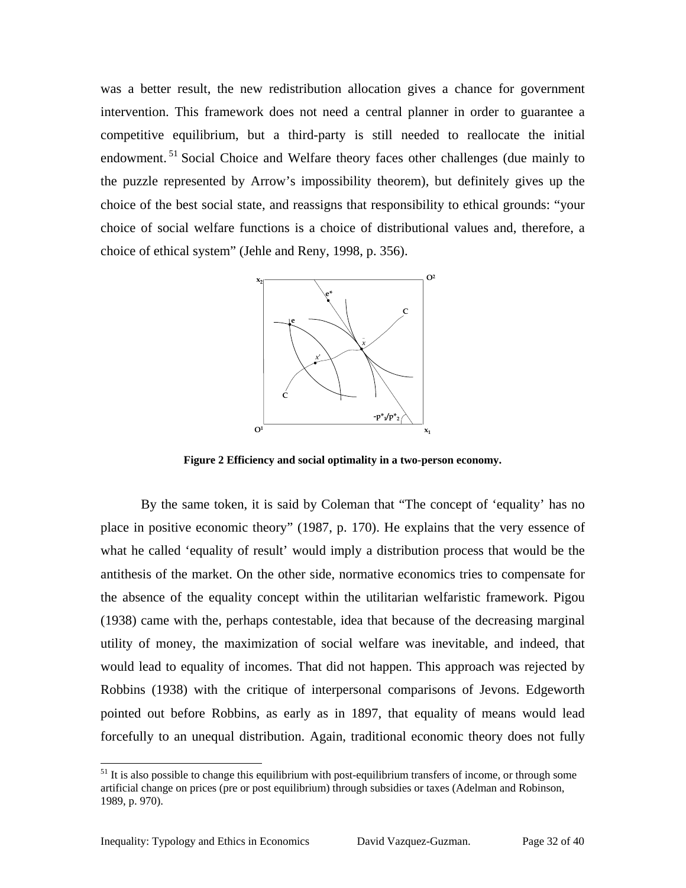was a better result, the new redistribution allocation gives a chance for government intervention. This framework does not need a central planner in order to guarantee a competitive equilibrium, but a third-party is still needed to reallocate the initial endowment.[51] Social Choice and Welfare theory faces other challenges (due mainly to the puzzle represented by Arrow's impossibility theorem), but definitely gives up the choice of the best social state, and reassigns that responsibility to ethical grounds: "your choice of social welfare functions is a choice of distributional values and, therefore, a choice of ethical system" (Jehle and Reny, 1998, p. 356).

**Figure 2 Efficiency and social optimality in a two-person economy.**

By the same token, it is said by Coleman that "The concept of 'equality' has no place in positive economic theory" (1987, p. 170). He explains that the very essence of what he called 'equality of result' would imply a distribution process that would be the antithesis of the market. On the other side, normative economics tries to compensate for the absence of the equality concept within the utilitarian welfaristic framework. Pigou (1938) came with the, perhaps contestable, idea that because of the decreasing marginal utility of money, the maximization of social welfare was inevitable, and indeed, that would lead to equality of incomes. That did not happen. This approach was rejected by Robbins (1938) with the critique of interpersonal comparisons of Jevons. Edgeworth pointed out before Robbins, as early as in 1897, that equality of means would lead forcefully to an unequal distribution. Again, traditional economic theory does not fully

[51] It is also possible to change this equilibrium with post-equilibrium transfers of income, or through some artificial change on prices (pre or post equilibrium) through subsidies or taxes (Adelman and Robinson, 1989, p. 970).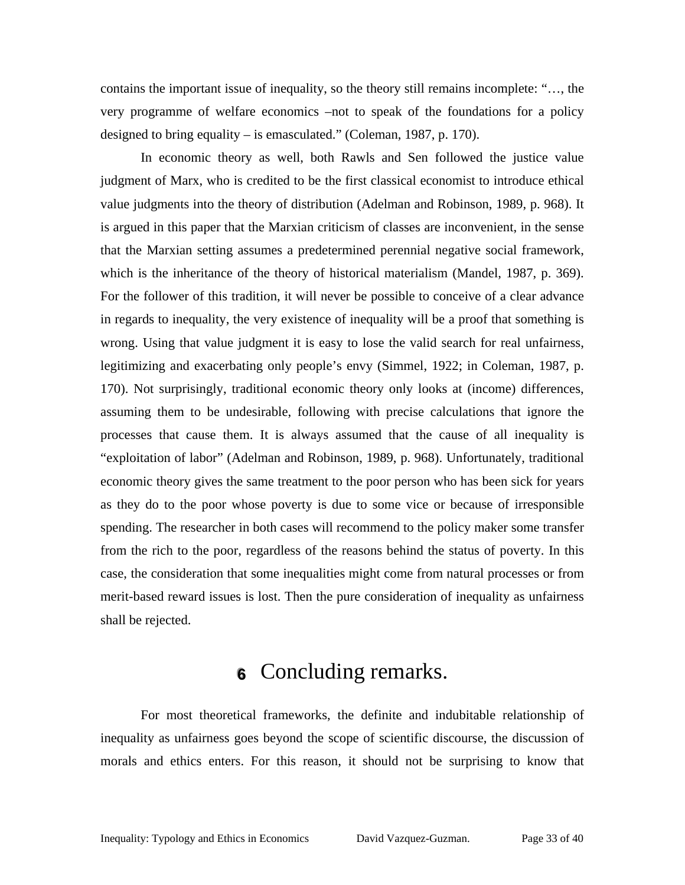contains the important issue of inequality, so the theory still remains incomplete: "…, the very programme of welfare economics –not to speak of the foundations for a policy designed to bring equality – is emasculated." (Coleman, 1987, p. 170).

In economic theory as well, both Rawls and Sen followed the justice value judgment of Marx, who is credited to be the first classical economist to introduce ethical value judgments into the theory of distribution (Adelman and Robinson, 1989, p. 968). It is argued in this paper that the Marxian criticism of classes are inconvenient, in the sense that the Marxian setting assumes a predetermined perennial negative social framework, which is the inheritance of the theory of historical materialism (Mandel, 1987, p. 369). For the follower of this tradition, it will never be possible to conceive of a clear advance in regards to inequality, the very existence of inequality will be a proof that something is wrong. Using that value judgment it is easy to lose the valid search for real unfairness, legitimizing and exacerbating only people's envy (Simmel, 1922; in Coleman, 1987, p. 170). Not surprisingly, traditional economic theory only looks at (income) differences, assuming them to be undesirable, following with precise calculations that ignore the processes that cause them. It is always assumed that the cause of all inequality is "exploitation of labor" (Adelman and Robinson, 1989, p. 968). Unfortunately, traditional economic theory gives the same treatment to the poor person who has been sick for years as they do to the poor whose poverty is due to some vice or because of irresponsible spending. The researcher in both cases will recommend to the policy maker some transfer from the rich to the poor, regardless of the reasons behind the status of poverty. In this case, the consideration that some inequalities might come from natural processes or from merit-based reward issues is lost. Then the pure consideration of inequality as unfairness shall be rejected.

# 6 Concluding remarks.

For most theoretical frameworks, the definite and indubitable relationship of inequality as unfairness goes beyond the scope of scientific discourse, the discussion of morals and ethics enters. For this reason, it should not be surprising to know that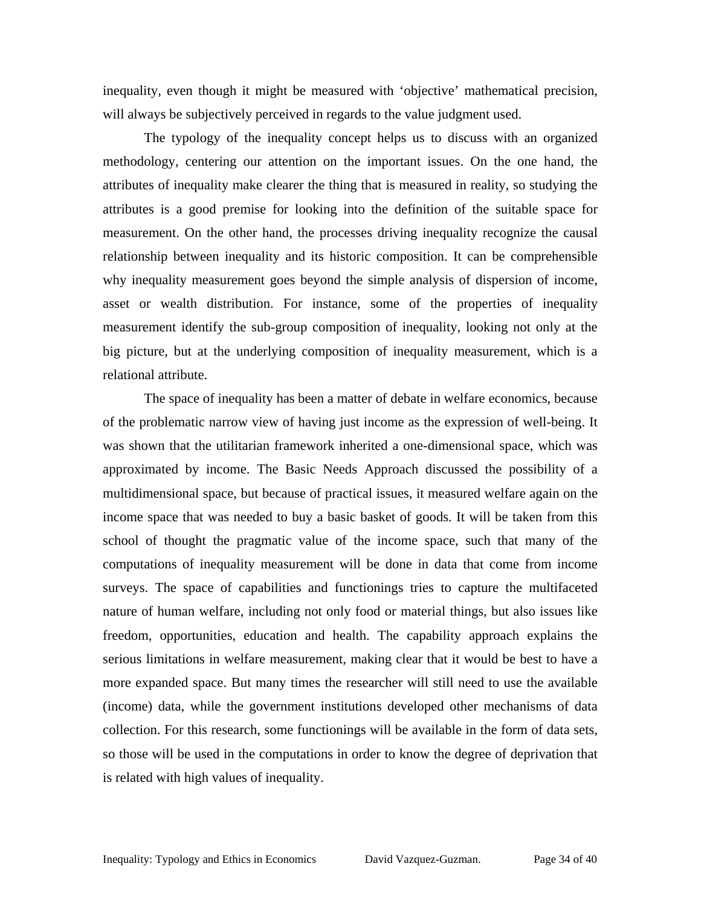inequality, even though it might be measured with 'objective' mathematical precision, will always be subjectively perceived in regards to the value judgment used.

The typology of the inequality concept helps us to discuss with an organized methodology, centering our attention on the important issues. On the one hand, the attributes of inequality make clearer the thing that is measured in reality, so studying the attributes is a good premise for looking into the definition of the suitable space for measurement. On the other hand, the processes driving inequality recognize the causal relationship between inequality and its historic composition. It can be comprehensible why inequality measurement goes beyond the simple analysis of dispersion of income, asset or wealth distribution. For instance, some of the properties of inequality measurement identify the sub-group composition of inequality, looking not only at the big picture, but at the underlying composition of inequality measurement, which is a relational attribute.

The space of inequality has been a matter of debate in welfare economics, because of the problematic narrow view of having just income as the expression of well-being. It was shown that the utilitarian framework inherited a one-dimensional space, which was approximated by income. The Basic Needs Approach discussed the possibility of a multidimensional space, but because of practical issues, it measured welfare again on the income space that was needed to buy a basic basket of goods. It will be taken from this school of thought the pragmatic value of the income space, such that many of the computations of inequality measurement will be done in data that come from income surveys. The space of capabilities and functionings tries to capture the multifaceted nature of human welfare, including not only food or material things, but also issues like freedom, opportunities, education and health. The capability approach explains the serious limitations in welfare measurement, making clear that it would be best to have a more expanded space. But many times the researcher will still need to use the available (income) data, while the government institutions developed other mechanisms of data collection. For this research, some functionings will be available in the form of data sets, so those will be used in the computations in order to know the degree of deprivation that is related with high values of inequality.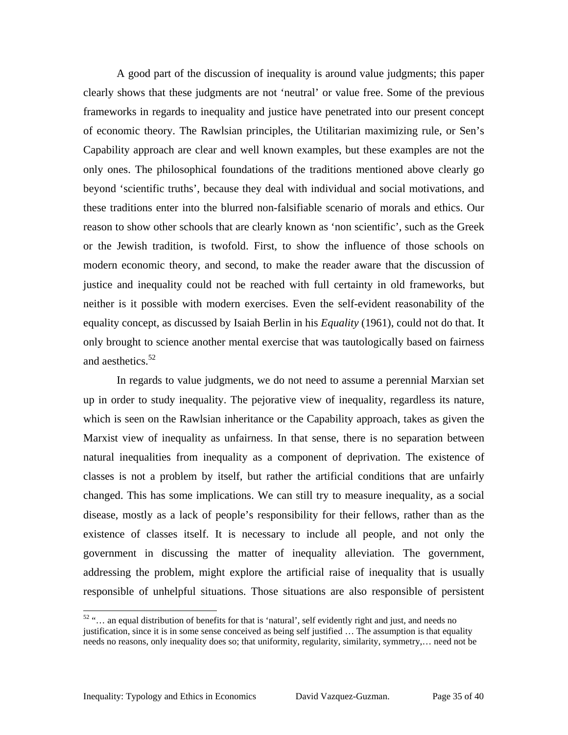A good part of the discussion of inequality is around value judgments; this paper clearly shows that these judgments are not 'neutral' or value free. Some of the previous frameworks in regards to inequality and justice have penetrated into our present concept of economic theory. The Rawlsian principles, the Utilitarian maximizing rule, or Sen's Capability approach are clear and well known examples, but these examples are not the only ones. The philosophical foundations of the traditions mentioned above clearly go beyond 'scientific truths', because they deal with individual and social motivations, and these traditions enter into the blurred non-falsifiable scenario of morals and ethics. Our reason to show other schools that are clearly known as 'non scientific', such as the Greek or the Jewish tradition, is twofold. First, to show the influence of those schools on modern economic theory, and second, to make the reader aware that the discussion of justice and inequality could not be reached with full certainty in old frameworks, but neither is it possible with modern exercises. Even the self-evident reasonability of the equality concept, as discussed by Isaiah Berlin in his *Equality* (1961), could not do that. It only brought to science another mental exercise that was tautologically based on fairness and aesthetics.[52]

In regards to value judgments, we do not need to assume a perennial Marxian set up in order to study inequality. The pejorative view of inequality, regardless its nature, which is seen on the Rawlsian inheritance or the Capability approach, takes as given the Marxist view of inequality as unfairness. In that sense, there is no separation between natural inequalities from inequality as a component of deprivation. The existence of classes is not a problem by itself, but rather the artificial conditions that are unfairly changed. This has some implications. We can still try to measure inequality, as a social disease, mostly as a lack of people's responsibility for their fellows, rather than as the existence of classes itself. It is necessary to include all people, and not only the government in discussing the matter of inequality alleviation. The government, addressing the problem, might explore the artificial raise of inequality that is usually responsible of unhelpful situations. Those situations are also responsible of persistent

---

[52] "… an equal distribution of benefits for that is 'natural', self evidently right and just, and needs no justification, since it is in some sense conceived as being self justified … The assumption is that equality needs no reasons, only inequality does so; that uniformity, regularity, similarity, symmetry,… need not be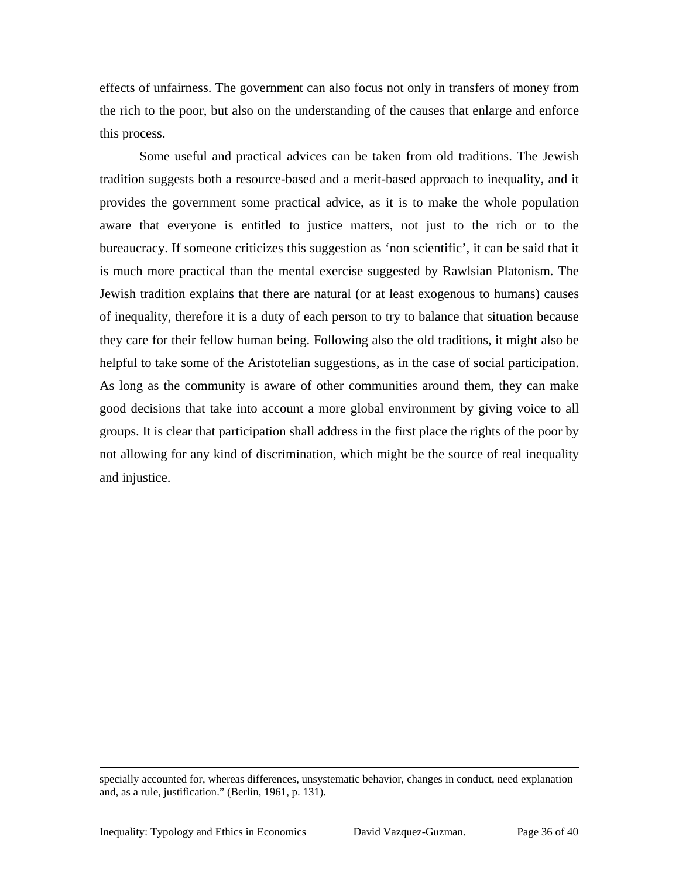effects of unfairness. The government can also focus not only in transfers of money from the rich to the poor, but also on the understanding of the causes that enlarge and enforce this process.

Some useful and practical advices can be taken from old traditions. The Jewish tradition suggests both a resource-based and a merit-based approach to inequality, and it provides the government some practical advice, as it is to make the whole population aware that everyone is entitled to justice matters, not just to the rich or to the bureaucracy. If someone criticizes this suggestion as 'non scientific', it can be said that it is much more practical than the mental exercise suggested by Rawlsian Platonism. The Jewish tradition explains that there are natural (or at least exogenous to humans) causes of inequality, therefore it is a duty of each person to try to balance that situation because they care for their fellow human being. Following also the old traditions, it might also be helpful to take some of the Aristotelian suggestions, as in the case of social participation. As long as the community is aware of other communities around them, they can make good decisions that take into account a more global environment by giving voice to all groups. It is clear that participation shall address in the first place the rights of the poor by not allowing for any kind of discrimination, which might be the source of real inequality and injustice.

---

specially accounted for, whereas differences, unsystematic behavior, changes in conduct, need explanation and, as a rule, justification." (Berlin, 1961, p. 131).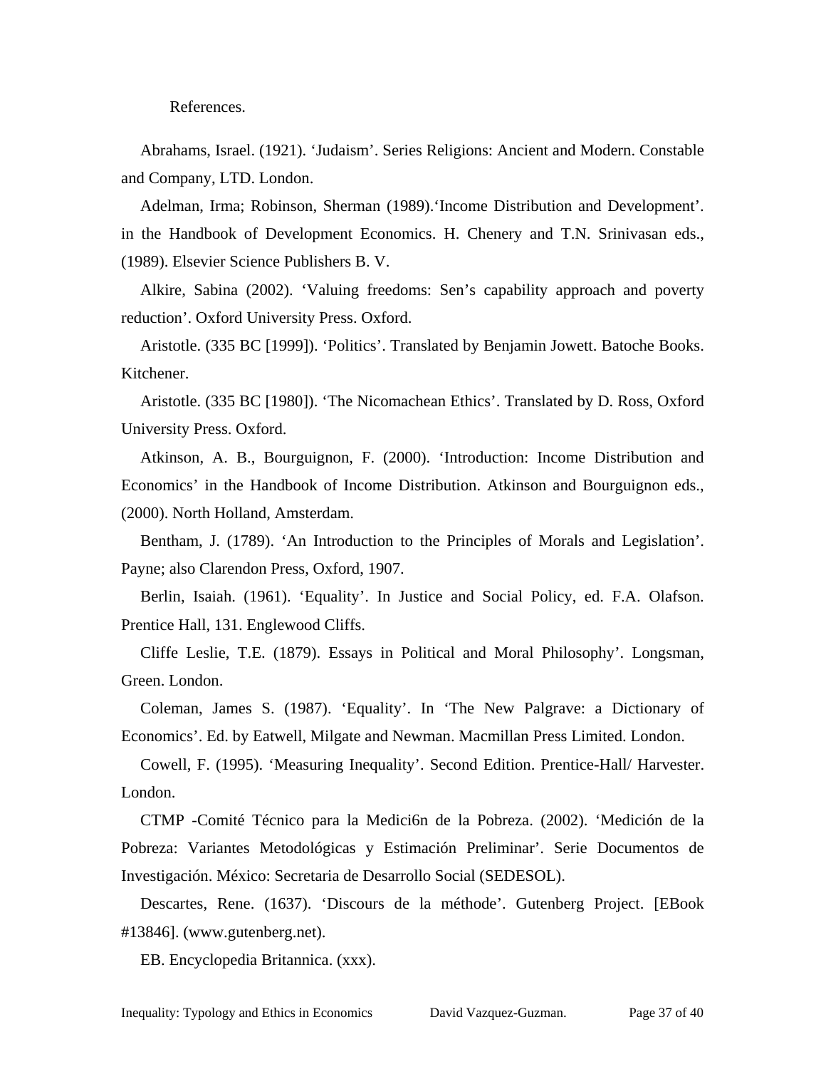References.

Abrahams, Israel. (1921). ‘Judaism’. Series Religions: Ancient and Modern. Constable and Company, LTD. London.

Adelman, Irma; Robinson, Sherman (1989).‘Income Distribution and Development’. in the Handbook of Development Economics. H. Chenery and T.N. Srinivasan eds., (1989). Elsevier Science Publishers B. V.

Alkire, Sabina (2002). ‘Valuing freedoms: Sen’s capability approach and poverty reduction’. Oxford University Press. Oxford.

Aristotle. (335 BC [1999]). ‘Politics’. Translated by Benjamin Jowett. Batoche Books. Kitchener.

Aristotle. (335 BC [1980]). ‘The Nicomachean Ethics’. Translated by D. Ross, Oxford University Press. Oxford.

Atkinson, A. B., Bourguignon, F. (2000). ‘Introduction: Income Distribution and Economics’ in the Handbook of Income Distribution. Atkinson and Bourguignon eds., (2000). North Holland, Amsterdam.

Bentham, J. (1789). ‘An Introduction to the Principles of Morals and Legislation’. Payne; also Clarendon Press, Oxford, 1907.

Berlin, Isaiah. (1961). ‘Equality’. In Justice and Social Policy, ed. F.A. Olafson. Prentice Hall, 131. Englewood Cliffs.

Cliffe Leslie, T.E. (1879). Essays in Political and Moral Philosophy’. Longsman, Green. London.

Coleman, James S. (1987). ‘Equality’. In ‘The New Palgrave: a Dictionary of Economics’. Ed. by Eatwell, Milgate and Newman. Macmillan Press Limited. London.

Cowell, F. (1995). ‘Measuring Inequality’. Second Edition. Prentice-Hall/ Harvester. London.

CTMP -Comité Técnico para la Medici6n de la Pobreza. (2002). ‘Medición de la Pobreza: Variantes Metodológicas y Estimación Preliminar’. Serie Documentos de Investigación. México: Secretaria de Desarrollo Social (SEDESOL).

Descartes, Rene. (1637). ‘Discours de la méthode’. Gutenberg Project. [EBook #13846]. (www.gutenberg.net).

EB. Encyclopedia Britannica. (xxx).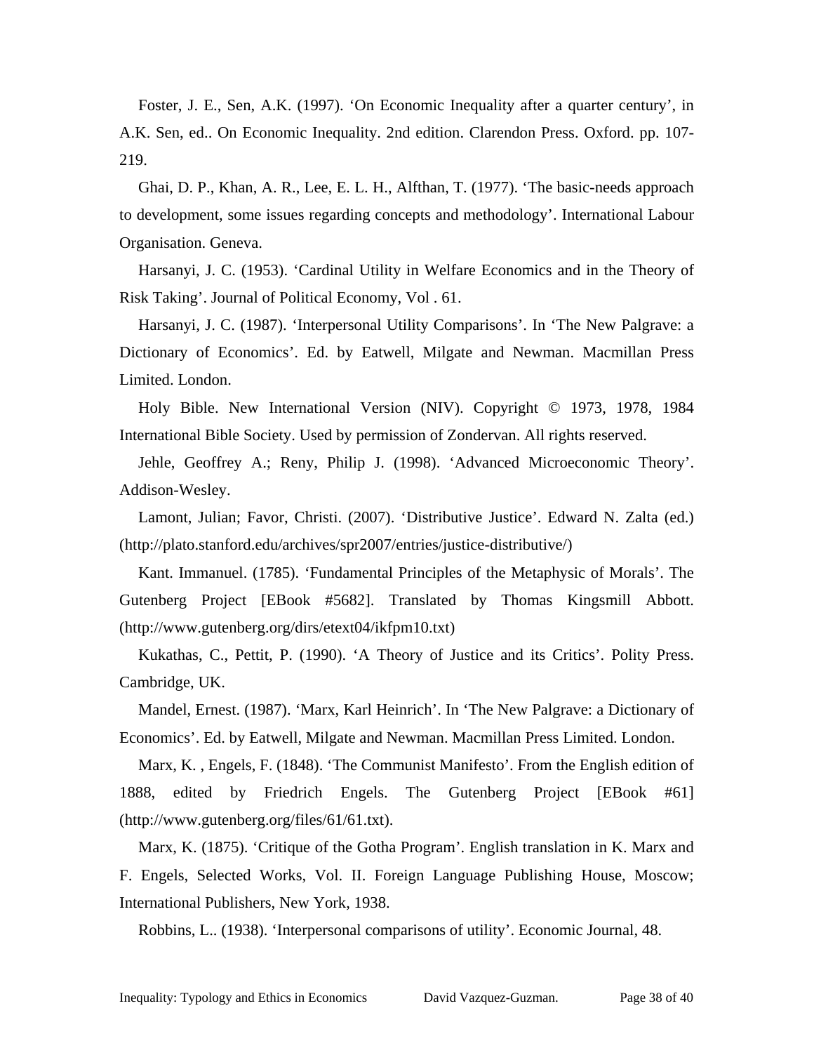Foster, J. E., Sen, A.K. (1997). 'On Economic Inequality after a quarter century', in A.K. Sen, ed.. On Economic Inequality. 2nd edition. Clarendon Press. Oxford. pp. 107-219.

Ghai, D. P., Khan, A. R., Lee, E. L. H., Alfthan, T. (1977). 'The basic-needs approach to development, some issues regarding concepts and methodology'. International Labour Organisation. Geneva.

Harsanyi, J. C. (1953). 'Cardinal Utility in Welfare Economics and in the Theory of Risk Taking'. Journal of Political Economy, Vol . 61.

Harsanyi, J. C. (1987). 'Interpersonal Utility Comparisons'. In 'The New Palgrave: a Dictionary of Economics'. Ed. by Eatwell, Milgate and Newman. Macmillan Press Limited. London.

Holy Bible. New International Version (NIV). Copyright © 1973, 1978, 1984 International Bible Society. Used by permission of Zondervan. All rights reserved.

Jehle, Geoffrey A.; Reny, Philip J. (1998). 'Advanced Microeconomic Theory'. Addison-Wesley.

Lamont, Julian; Favor, Christi. (2007). 'Distributive Justice'. Edward N. Zalta (ed.) (http://plato.stanford.edu/archives/spr2007/entries/justice-distributive/)

Kant. Immanuel. (1785). 'Fundamental Principles of the Metaphysic of Morals'. The Gutenberg Project [EBook #5682]. Translated by Thomas Kingsmill Abbott. (http://www.gutenberg.org/dirs/etext04/ikfpm10.txt)

Kukathas, C., Pettit, P. (1990). 'A Theory of Justice and its Critics'. Polity Press. Cambridge, UK.

Mandel, Ernest. (1987). 'Marx, Karl Heinrich'. In 'The New Palgrave: a Dictionary of Economics'. Ed. by Eatwell, Milgate and Newman. Macmillan Press Limited. London.

Marx, K. , Engels, F. (1848). 'The Communist Manifesto'. From the English edition of 1888, edited by Friedrich Engels. The Gutenberg Project [EBook #61] (http://www.gutenberg.org/files/61/61.txt).

Marx, K. (1875). 'Critique of the Gotha Program'. English translation in K. Marx and F. Engels, Selected Works, Vol. II. Foreign Language Publishing House, Moscow; International Publishers, New York, 1938.

Robbins, L.. (1938). 'Interpersonal comparisons of utility'. Economic Journal, 48.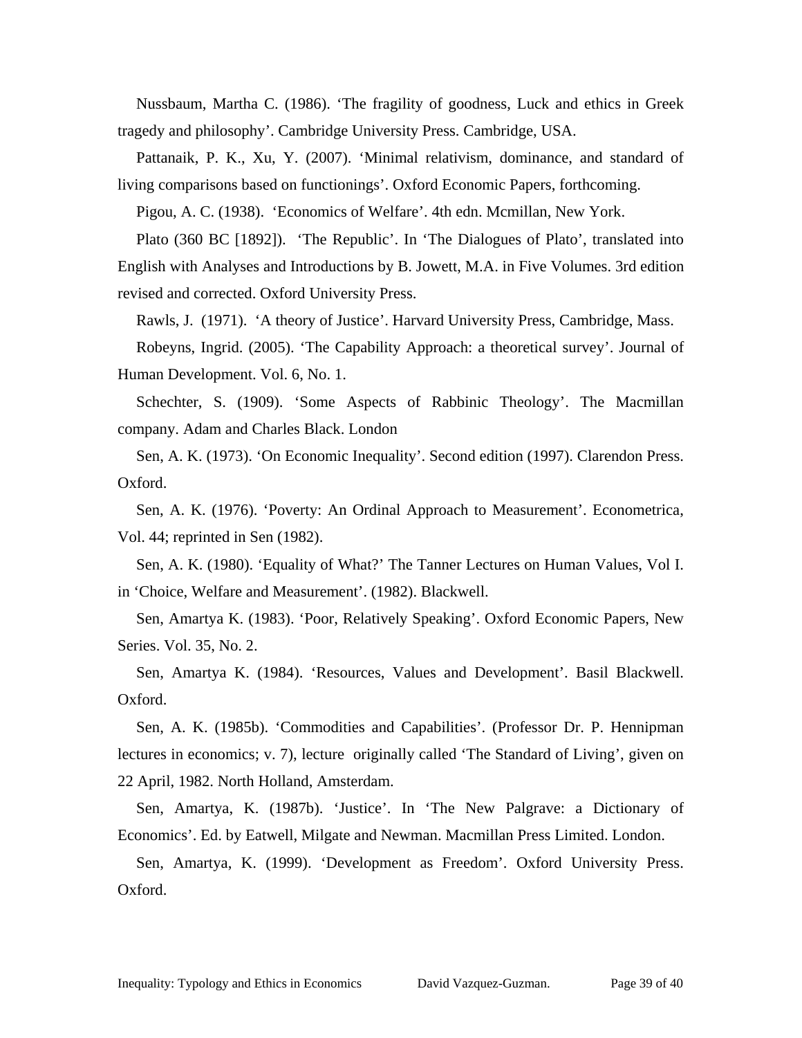Nussbaum, Martha C. (1986). ‘The fragility of goodness, Luck and ethics in Greek tragedy and philosophy’. Cambridge University Press. Cambridge, USA.

Pattanaik, P. K., Xu, Y. (2007). ‘Minimal relativism, dominance, and standard of living comparisons based on functionings’. Oxford Economic Papers, forthcoming.

Pigou, A. C. (1938). ‘Economics of Welfare’. 4th edn. Mcmillan, New York.

Plato (360 BC [1892]). ‘The Republic’. In ‘The Dialogues of Plato’, translated into English with Analyses and Introductions by B. Jowett, M.A. in Five Volumes. 3rd edition revised and corrected. Oxford University Press.

Rawls, J. (1971). ‘A theory of Justice’. Harvard University Press, Cambridge, Mass.

Robeyns, Ingrid. (2005). ‘The Capability Approach: a theoretical survey’. Journal of Human Development. Vol. 6, No. 1.

Schechter, S. (1909). ‘Some Aspects of Rabbinic Theology’. The Macmillan company. Adam and Charles Black. London

Sen, A. K. (1973). ‘On Economic Inequality’. Second edition (1997). Clarendon Press. Oxford.

Sen, A. K. (1976). ‘Poverty: An Ordinal Approach to Measurement’. Econometrica, Vol. 44; reprinted in Sen (1982).

Sen, A. K. (1980). ‘Equality of What?’ The Tanner Lectures on Human Values, Vol I. in ‘Choice, Welfare and Measurement’. (1982). Blackwell.

Sen, Amartya K. (1983). ‘Poor, Relatively Speaking’. Oxford Economic Papers, New Series. Vol. 35, No. 2.

Sen, Amartya K. (1984). ‘Resources, Values and Development’. Basil Blackwell. Oxford.

Sen, A. K. (1985b). ‘Commodities and Capabilities’. (Professor Dr. P. Hennipman lectures in economics; v. 7), lecture originally called ‘The Standard of Living’, given on 22 April, 1982. North Holland, Amsterdam.

Sen, Amartya, K. (1987b). ‘Justice’. In ‘The New Palgrave: a Dictionary of Economics’. Ed. by Eatwell, Milgate and Newman. Macmillan Press Limited. London.

Sen, Amartya, K. (1999). ‘Development as Freedom’. Oxford University Press. Oxford.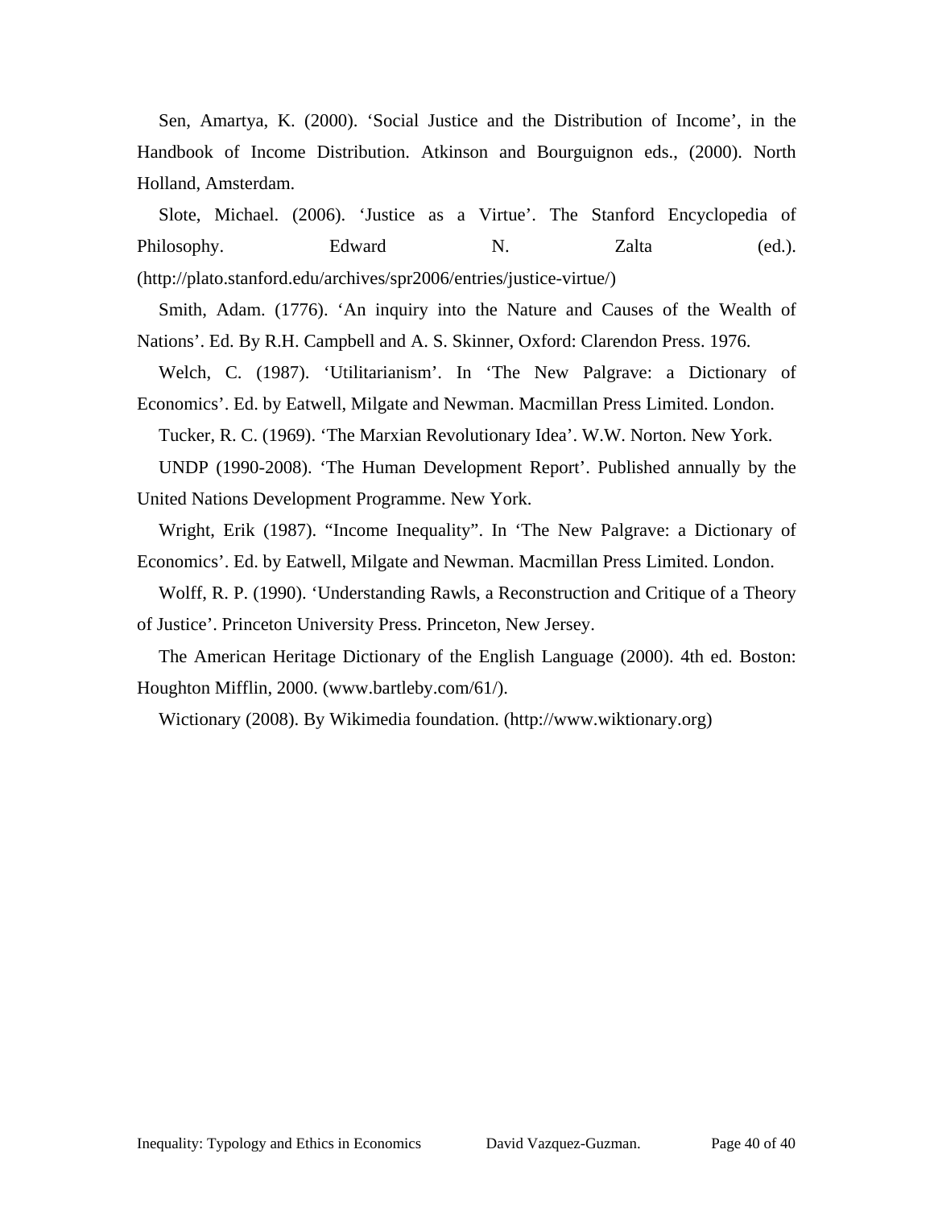Sen, Amartya, K. (2000). ‘Social Justice and the Distribution of Income’, in the Handbook of Income Distribution. Atkinson and Bourguignon eds., (2000). North Holland, Amsterdam.

Slote, Michael. (2006). ‘Justice as a Virtue’. The Stanford Encyclopedia of Philosophy. Edward N. Zalta (ed.). (http://plato.stanford.edu/archives/spr2006/entries/justice-virtue/)

Smith, Adam. (1776). ‘An inquiry into the Nature and Causes of the Wealth of Nations’. Ed. By R.H. Campbell and A. S. Skinner, Oxford: Clarendon Press. 1976.

Welch, C. (1987). ‘Utilitarianism’. In ‘The New Palgrave: a Dictionary of Economics’. Ed. by Eatwell, Milgate and Newman. Macmillan Press Limited. London.

Tucker, R. C. (1969). ‘The Marxian Revolutionary Idea’. W.W. Norton. New York.

UNDP (1990-2008). ‘The Human Development Report’. Published annually by the United Nations Development Programme. New York.

Wright, Erik (1987). “Income Inequality”. In ‘The New Palgrave: a Dictionary of Economics’. Ed. by Eatwell, Milgate and Newman. Macmillan Press Limited. London.

Wolff, R. P. (1990). ‘Understanding Rawls, a Reconstruction and Critique of a Theory of Justice’. Princeton University Press. Princeton, New Jersey.

The American Heritage Dictionary of the English Language (2000). 4th ed. Boston: Houghton Mifflin, 2000. (www.bartleby.com/61/).

Wictionary (2008). By Wikimedia foundation. (http://www.wiktionary.org)